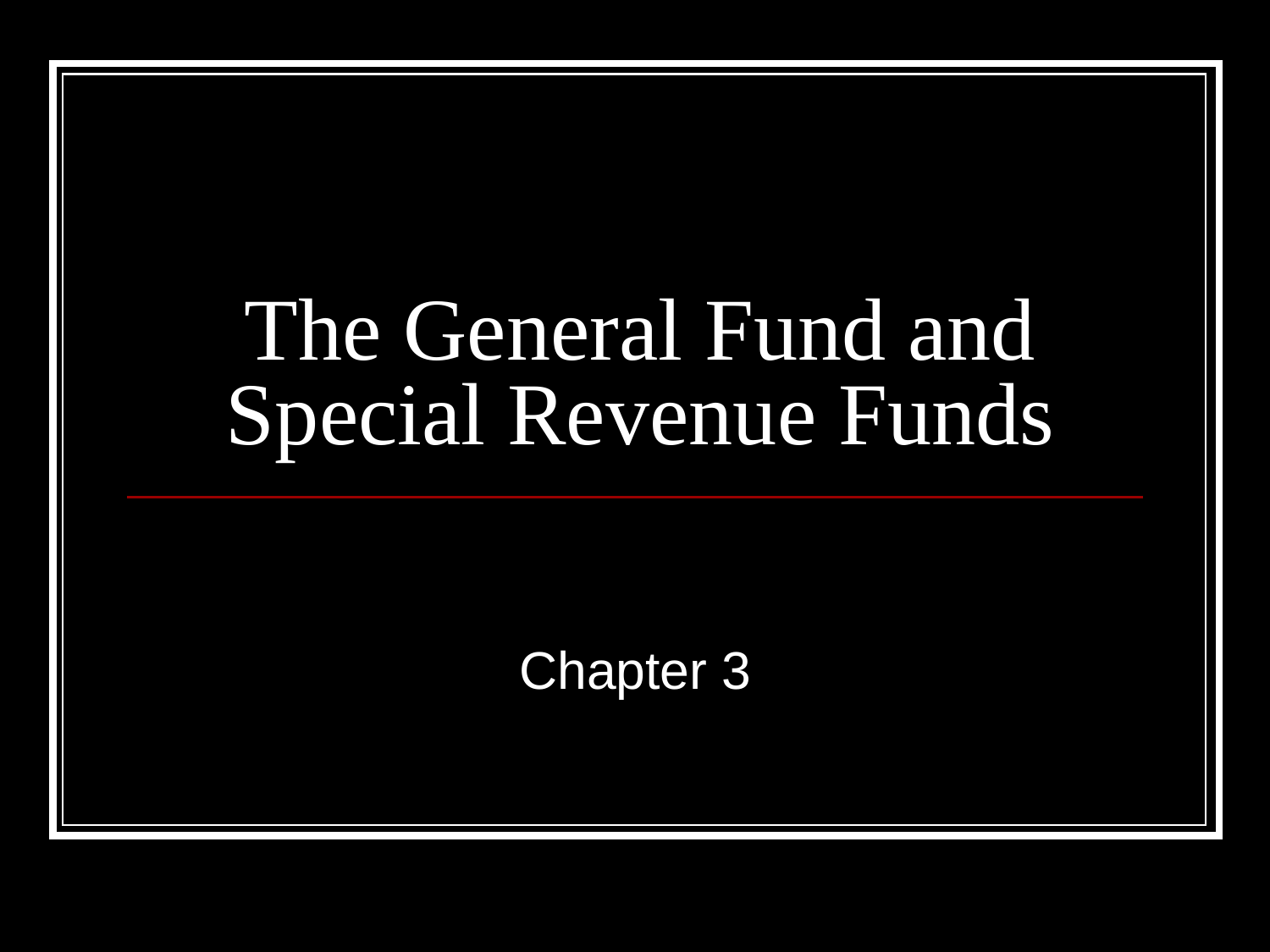# The General Fund and Special Revenue Funds

Chapter 3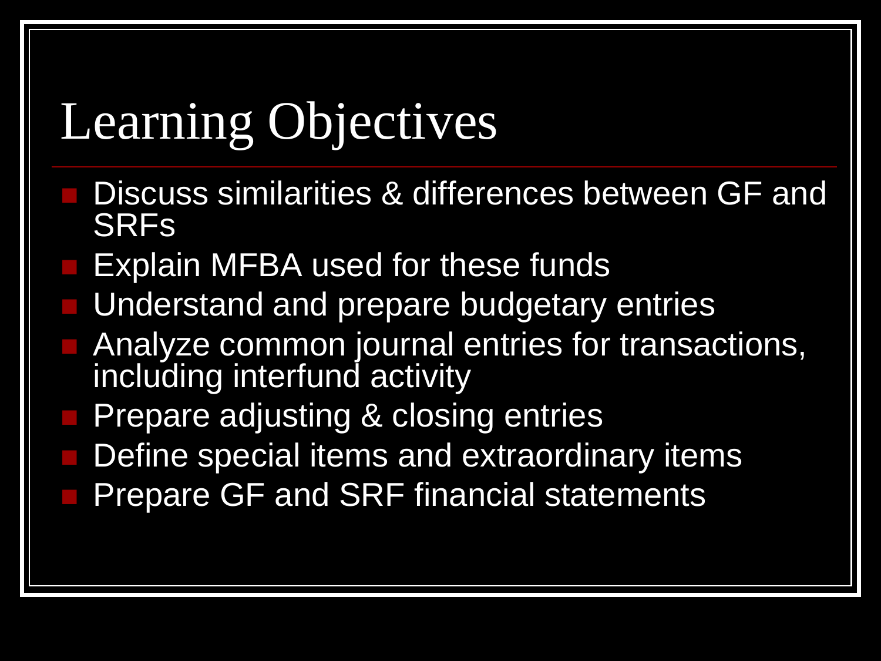# Learning Objectives

- Discuss similarities & differences between GF and SRFs
- Explain MFBA used for these funds
- Understand and prepare budgetary entries
- Analyze common journal entries for transactions, including interfund activity
- Prepare adjusting & closing entries
- Define special items and extraordinary items
- Prepare GF and SRF financial statements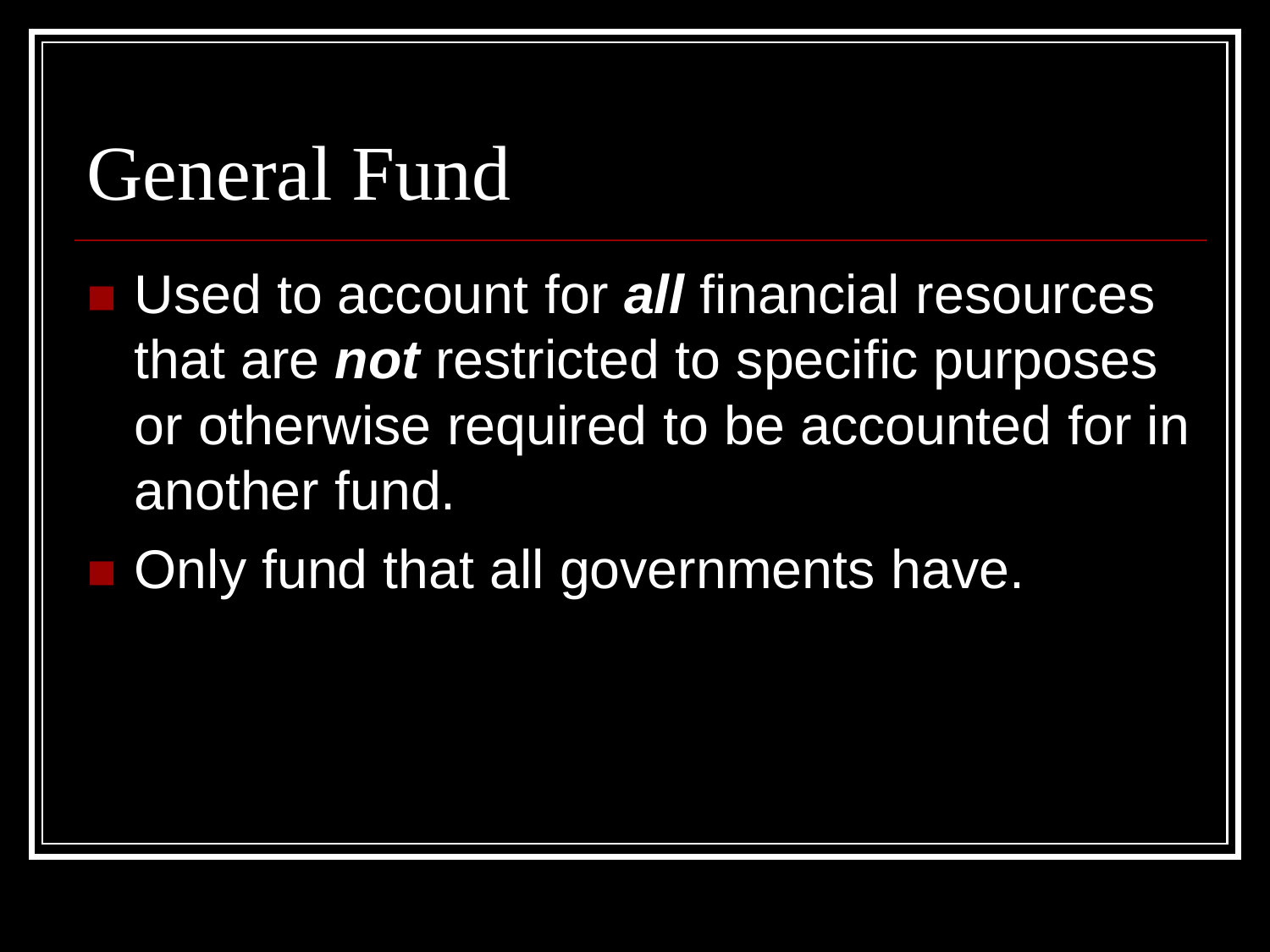# General Fund

- Used to account for ***all*** financial resources that are ***not*** restricted to specific purposes or otherwise required to be accounted for in another fund.
- Only fund that all governments have.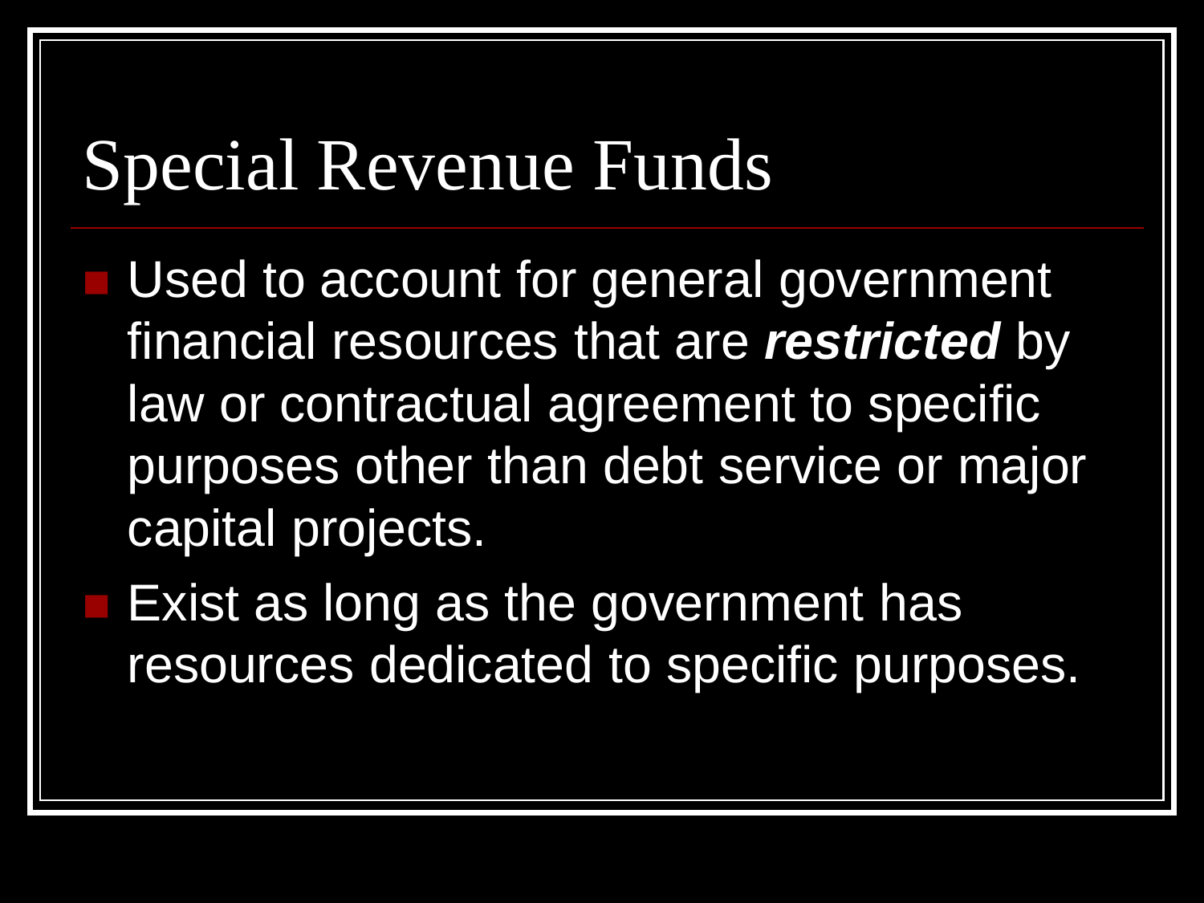# Special Revenue Funds

- Used to account for general government financial resources that are ***restricted*** by law or contractual agreement to specific purposes other than debt service or major capital projects.
- Exist as long as the government has resources dedicated to specific purposes.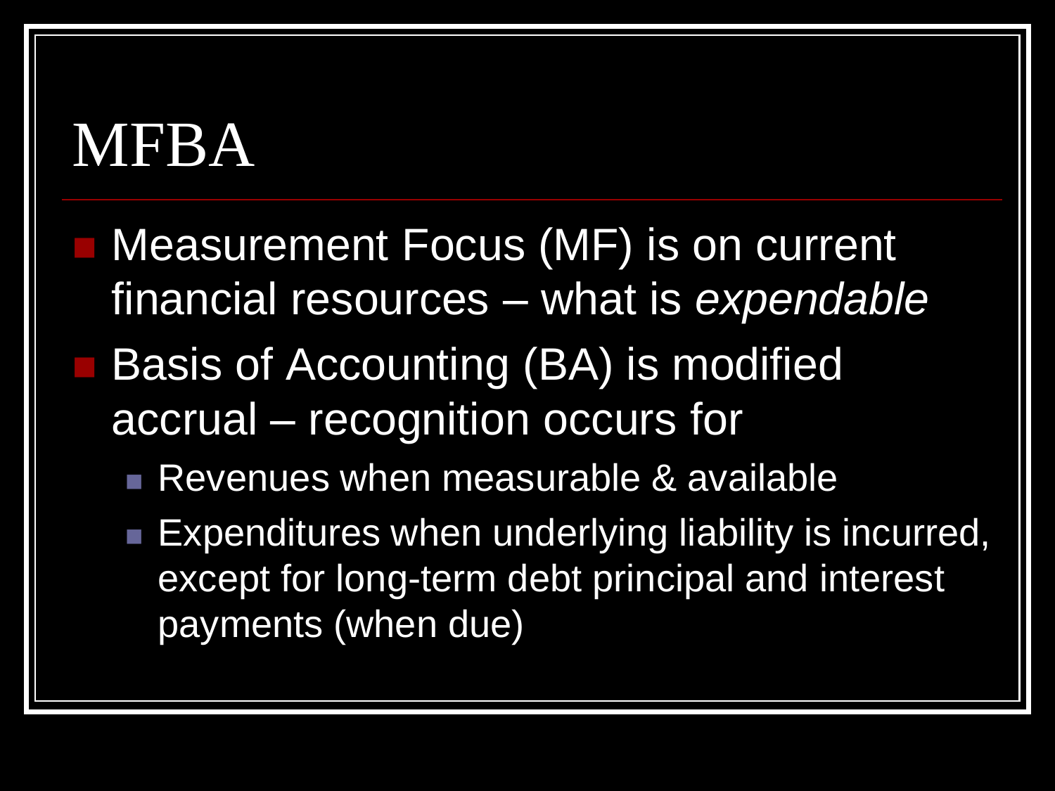# MFBA

- Measurement Focus (MF) is on current financial resources – what is *expendable*
- Basis of Accounting (BA) is modified accrual – recognition occurs for
  - Revenues when measurable & available
  - Expenditures when underlying liability is incurred, except for long-term debt principal and interest payments (when due)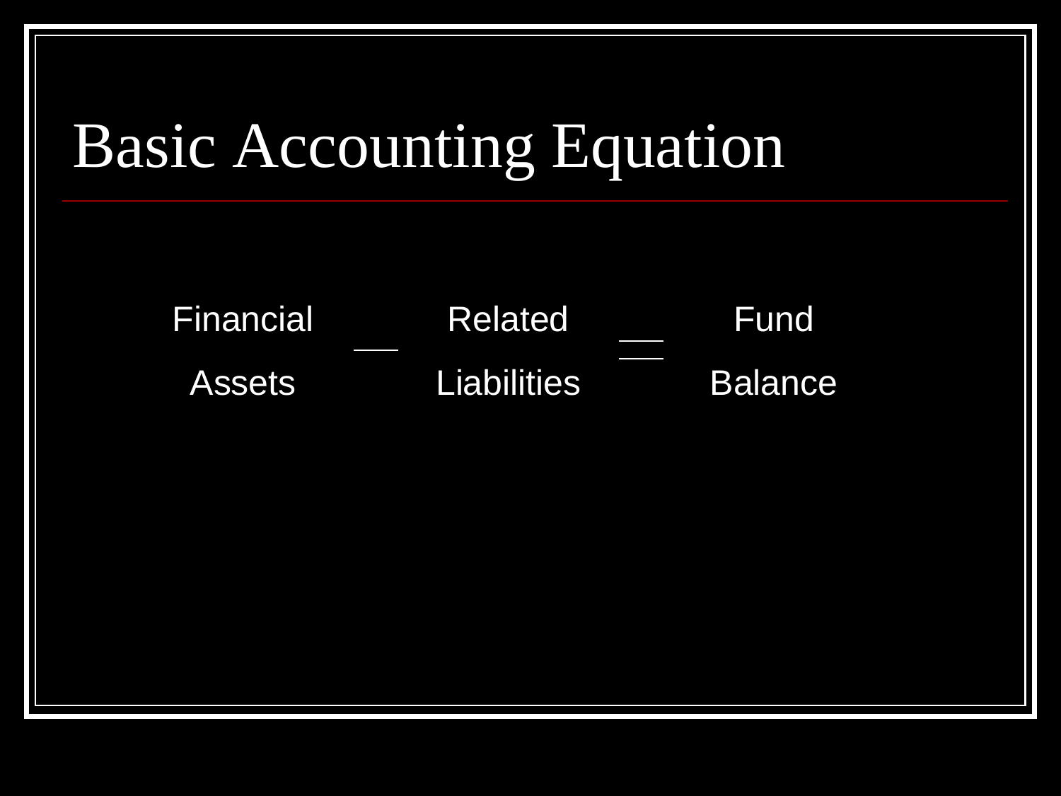# Basic Accounting Equation

$$\text{Financial Assets} - \text{Related Liabilities} = \text{Fund Balance}$$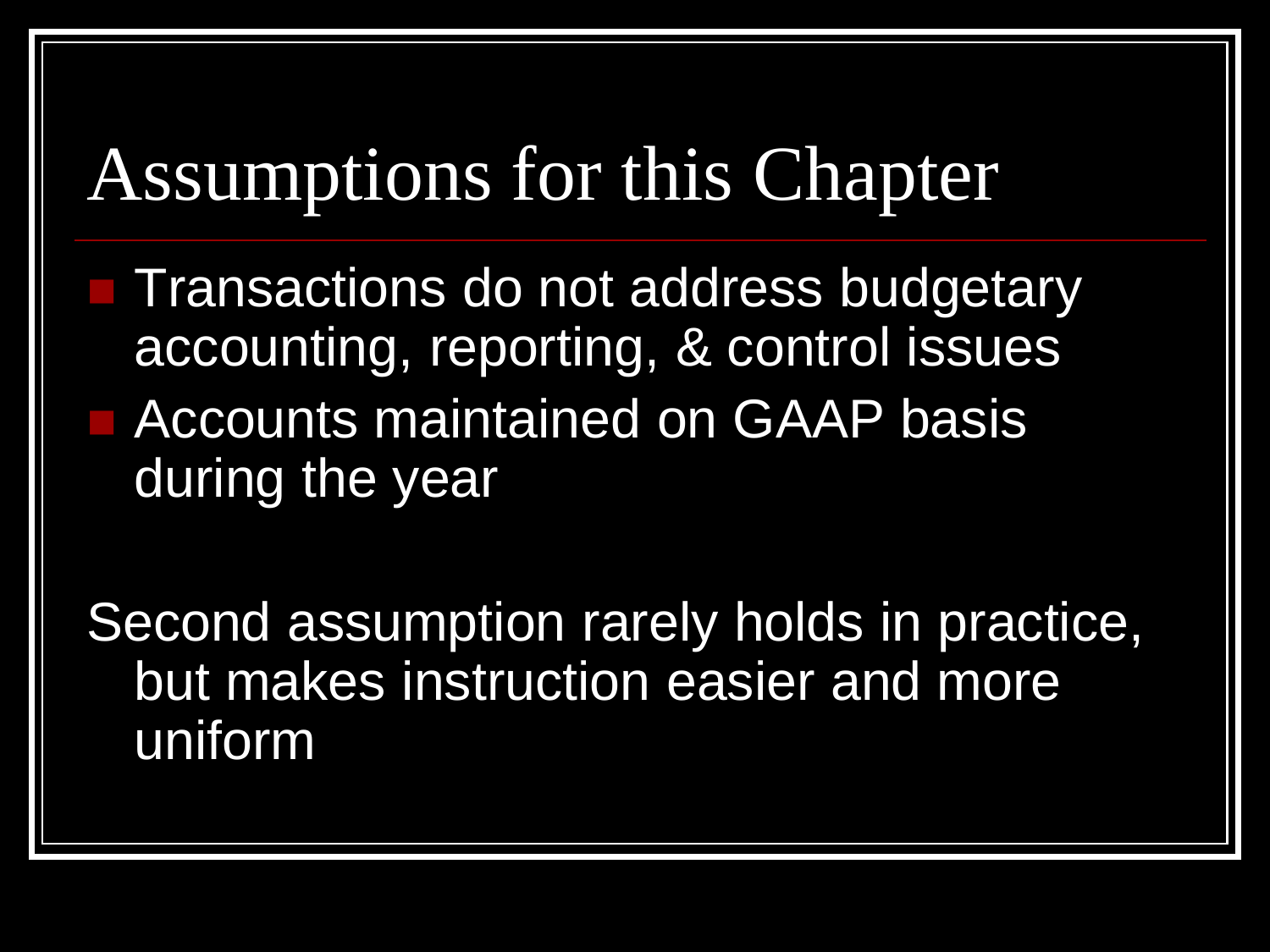# Assumptions for this Chapter

- Transactions do not address budgetary accounting, reporting, & control issues
- Accounts maintained on GAAP basis during the year

Second assumption rarely holds in practice, but makes instruction easier and more uniform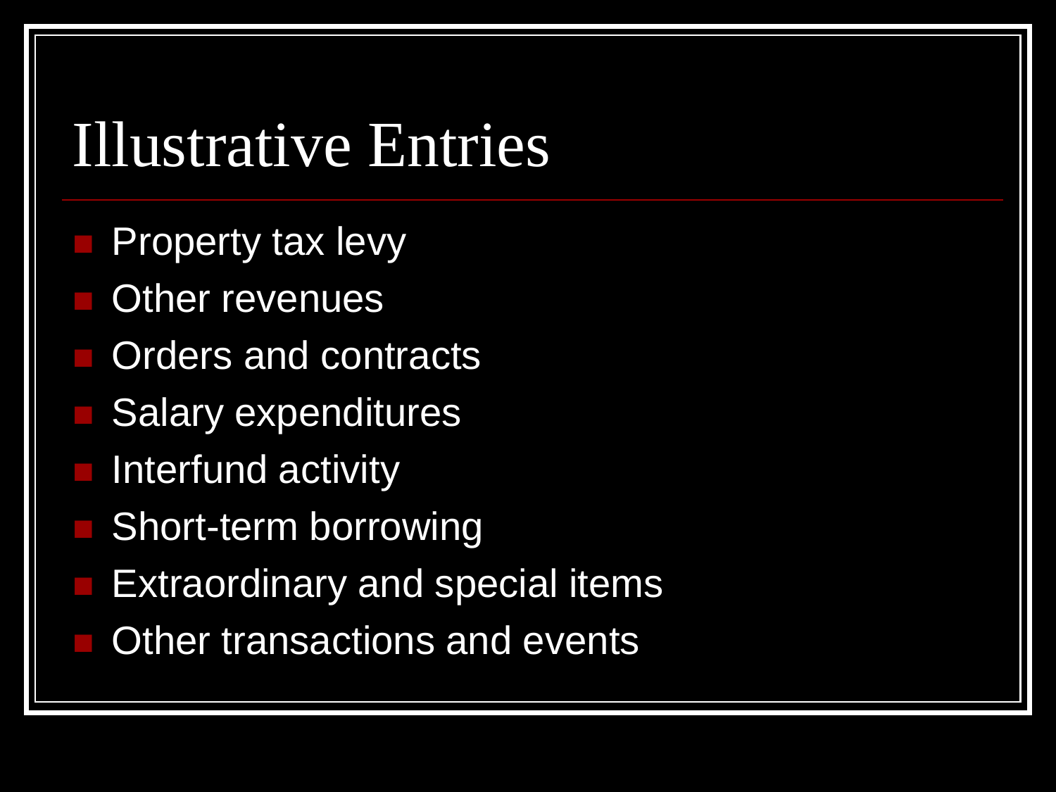# Illustrative Entries

- Property tax levy
- Other revenues
- Orders and contracts
- Salary expenditures
- Interfund activity
- Short-term borrowing
- Extraordinary and special items
- Other transactions and events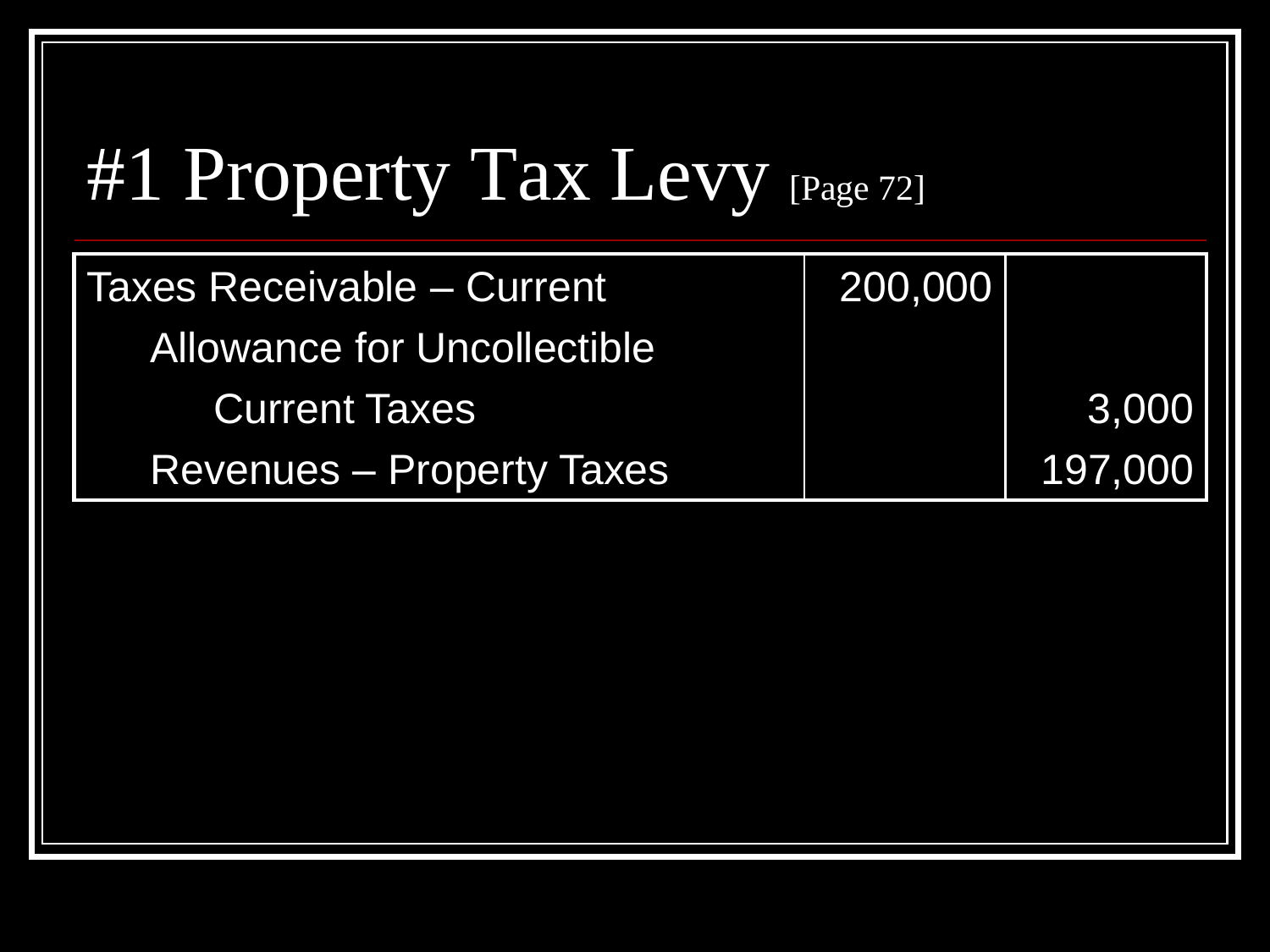# #1 Property Tax Levy [Page 72]

| | | |
|---|---|---|
| Taxes Receivable – Current | 200,000 | |
| Allowance for Uncollectible | | |
| Current Taxes | | 3,000 |
| Revenues – Property Taxes | | 197,000 |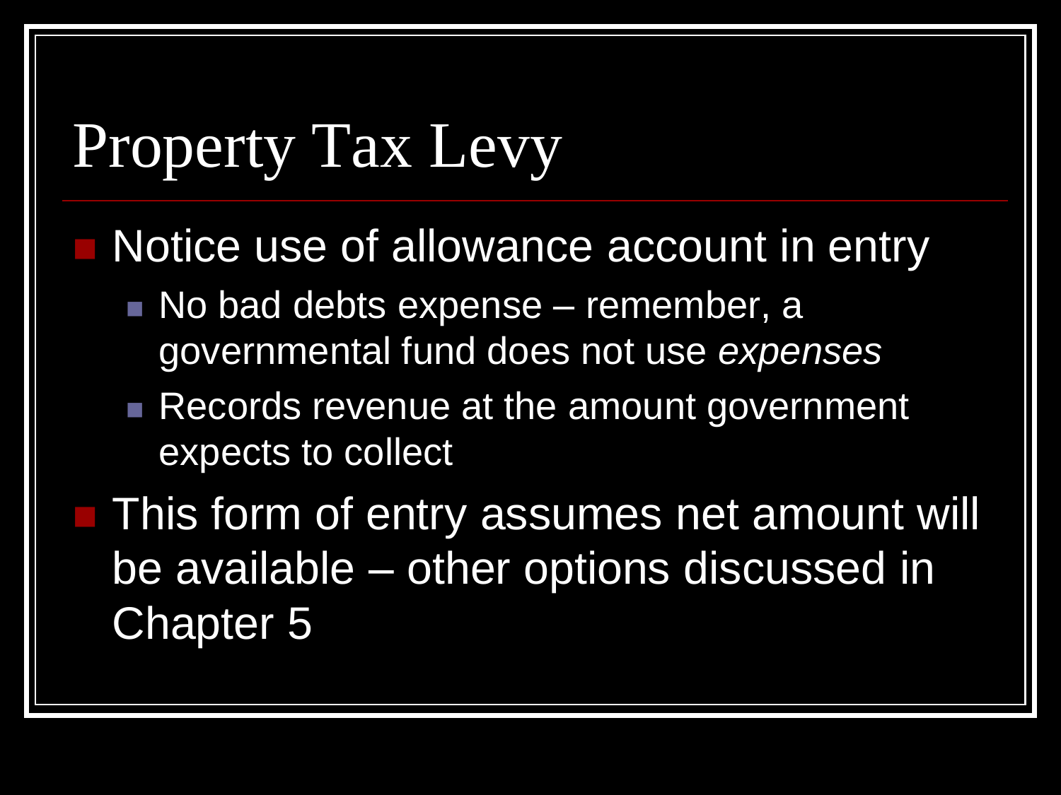# Property Tax Levy

- Notice use of allowance account in entry
  - No bad debts expense – remember, a governmental fund does not use *expenses*
  - Records revenue at the amount government expects to collect
- This form of entry assumes net amount will be available – other options discussed in Chapter 5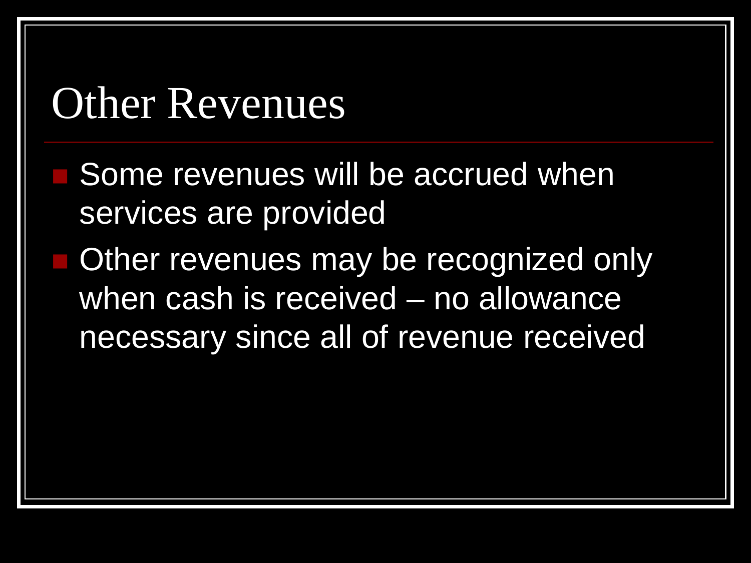# Other Revenues

- Some revenues will be accrued when services are provided
- Other revenues may be recognized only when cash is received – no allowance necessary since all of revenue received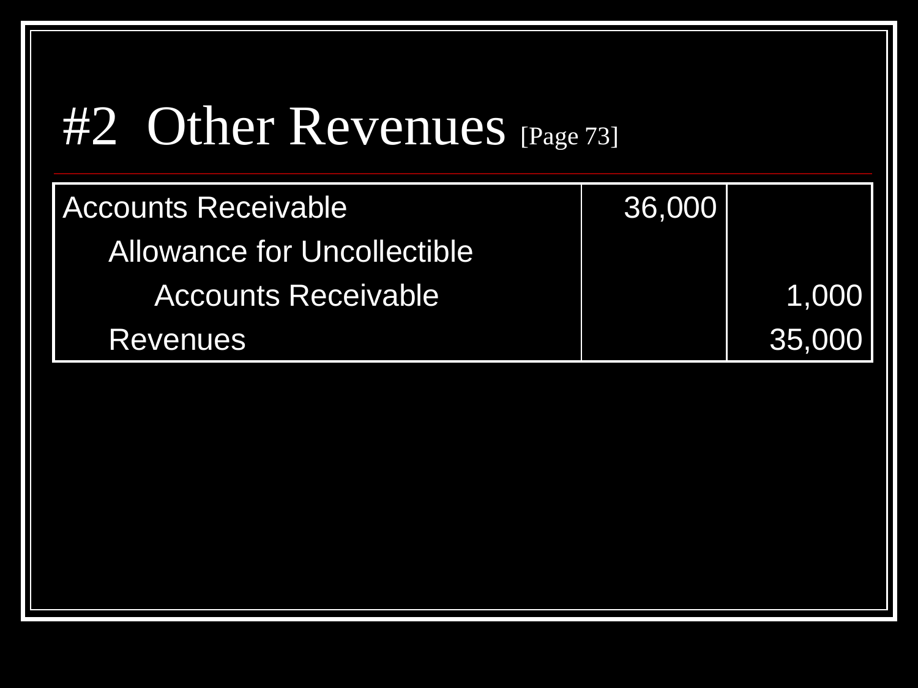# #2 Other Revenues [Page 73]

| Account | Debit | Credit |
|---|---|---|
| Accounts Receivable | 36,000 | |
| Allowance for Uncollectible | | |
| Accounts Receivable | | 1,000 |
| Revenues | | 35,000 |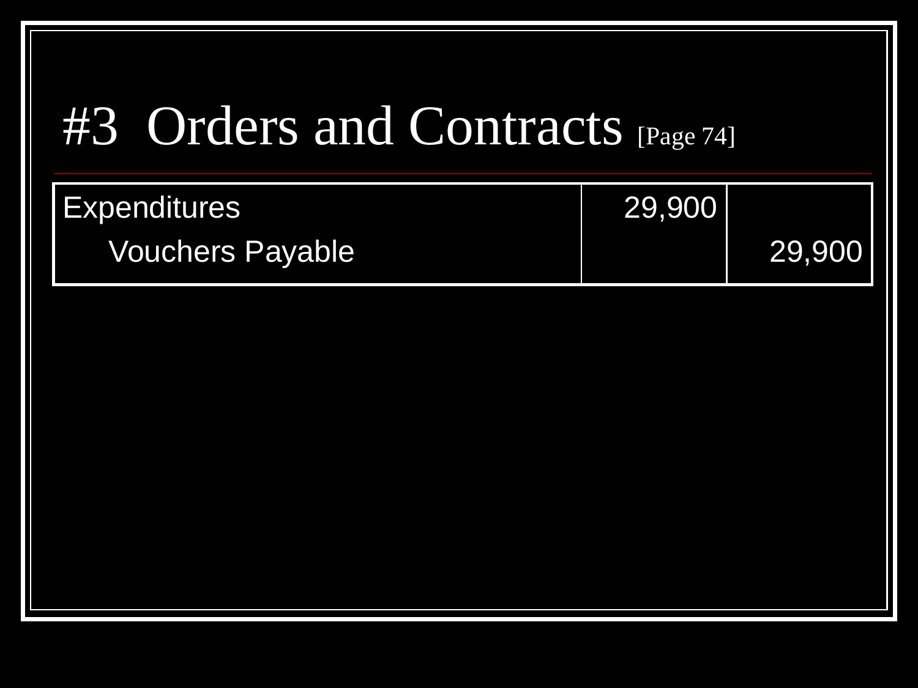# #3 Orders and Contracts [Page 74]

| Account | Debit | Credit |
|---|---|---|
| Expenditures | 29,900 | |
| Vouchers Payable | | 29,900 |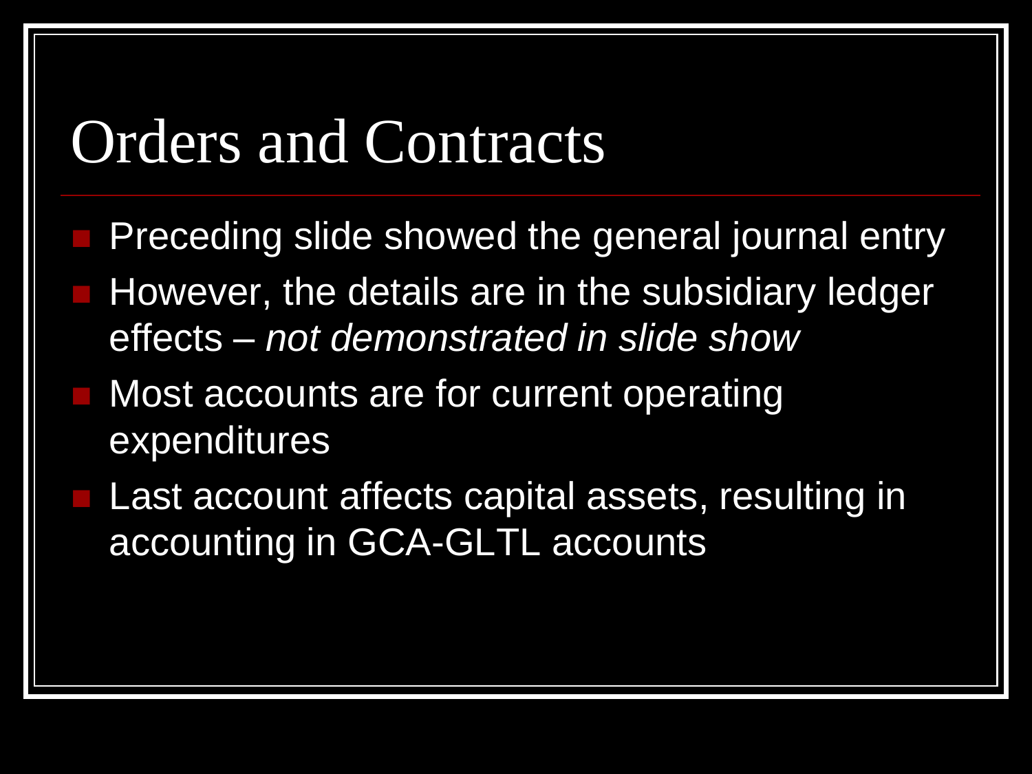# Orders and Contracts

- Preceding slide showed the general journal entry
- However, the details are in the subsidiary ledger effects – *not demonstrated in slide show*
- Most accounts are for current operating expenditures
- Last account affects capital assets, resulting in accounting in GCA-GLTL accounts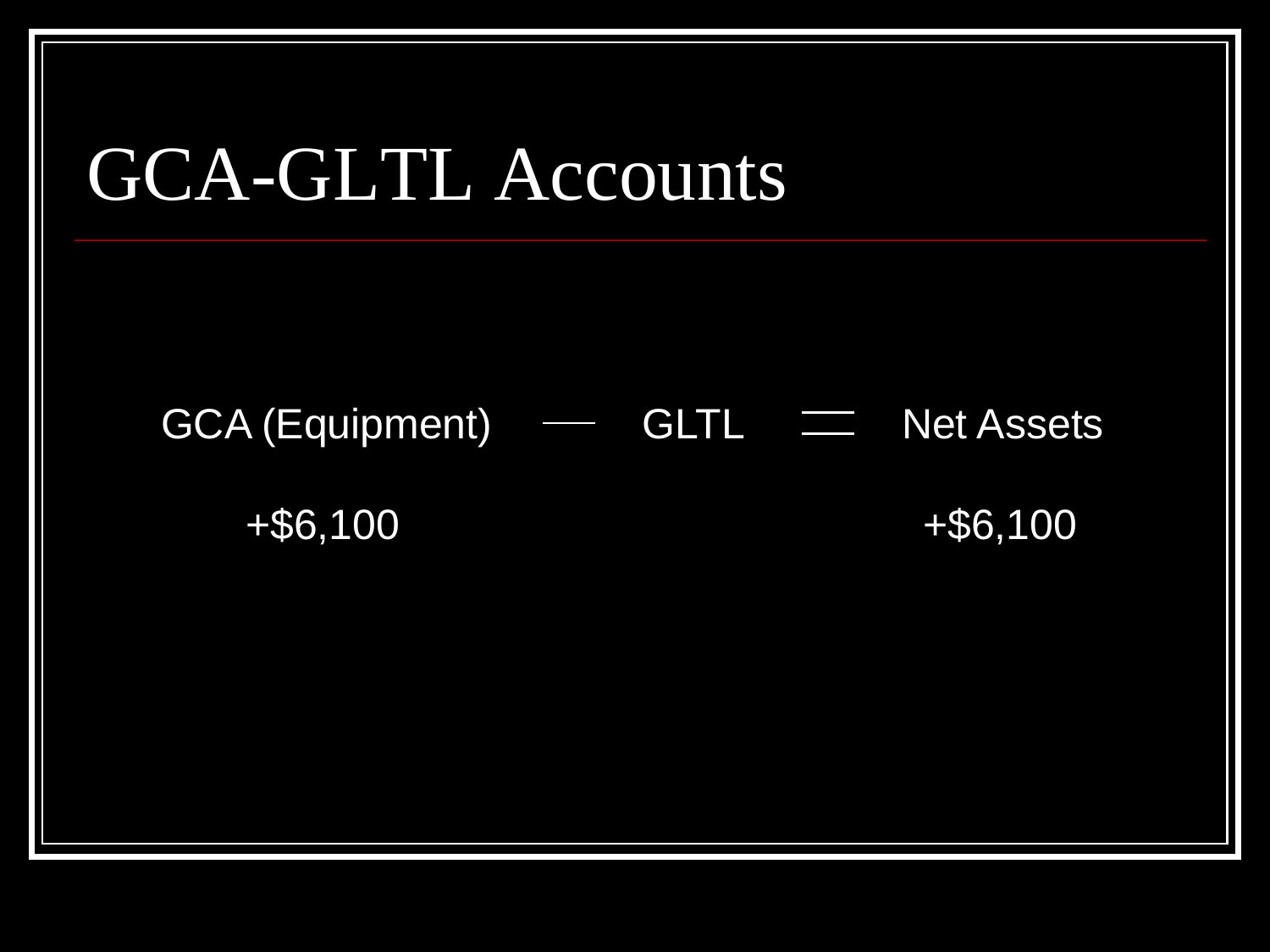# GCA-GLTL Accounts

| GCA (Equipment) | − | GLTL | = | Net Assets |
|---|---|---|---|---|
| +$6,100 | | | | +$6,100 |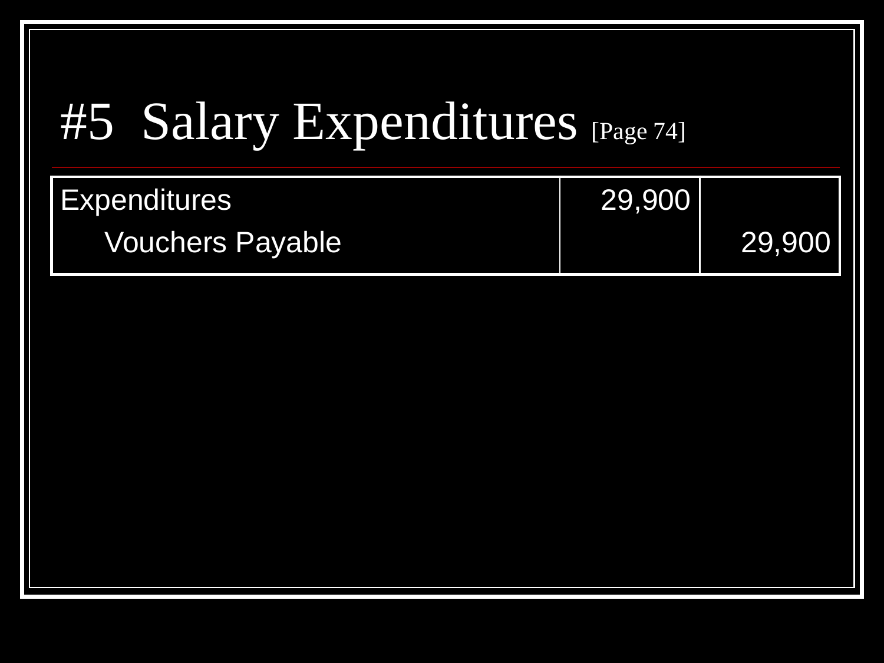# #5 Salary Expenditures [Page 74]

| Account | Debit | Credit |
|---|---|---|
| Expenditures | 29,900 | |
| Vouchers Payable | | 29,900 |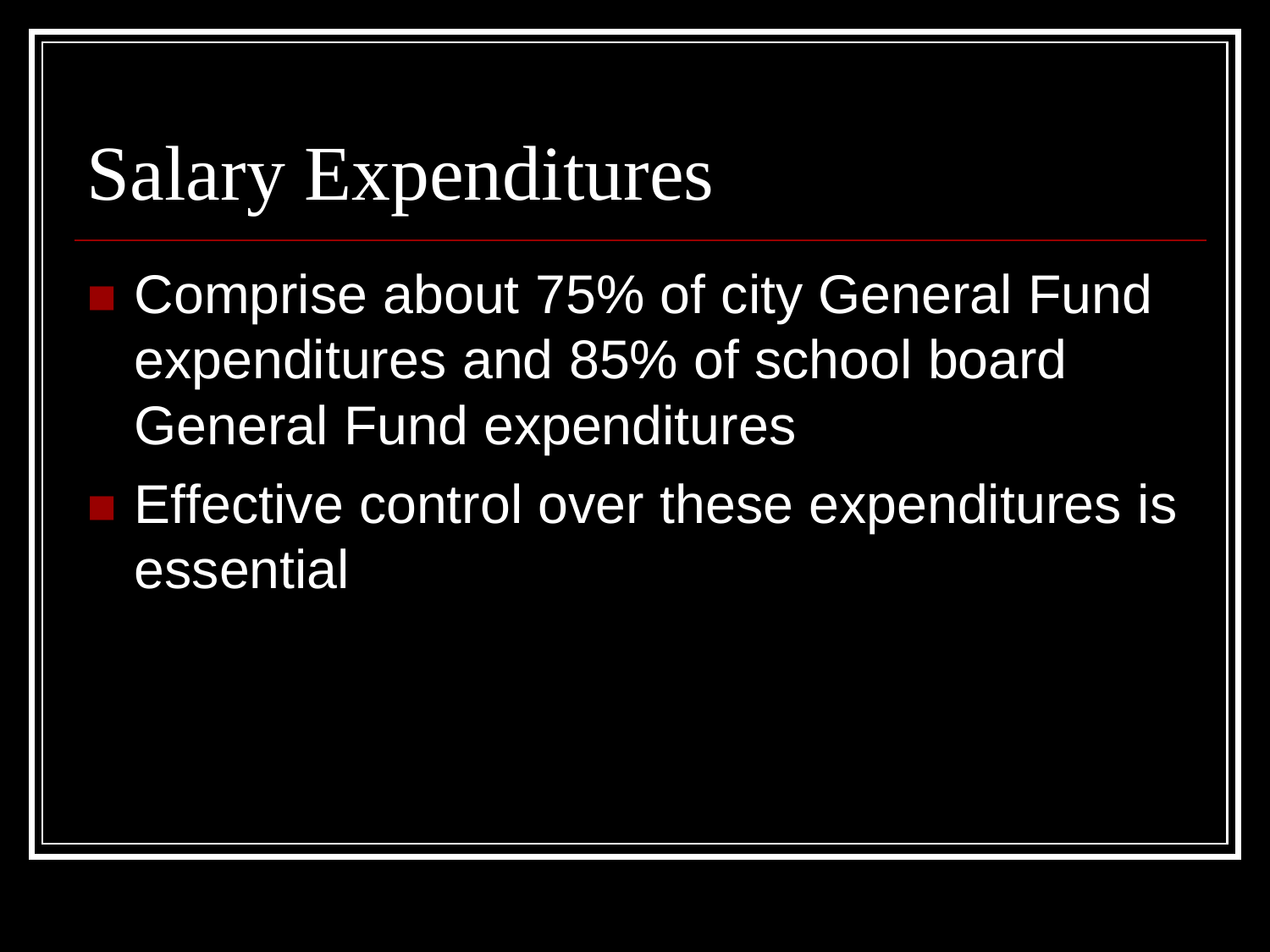# Salary Expenditures

- Comprise about 75% of city General Fund expenditures and 85% of school board General Fund expenditures
- Effective control over these expenditures is essential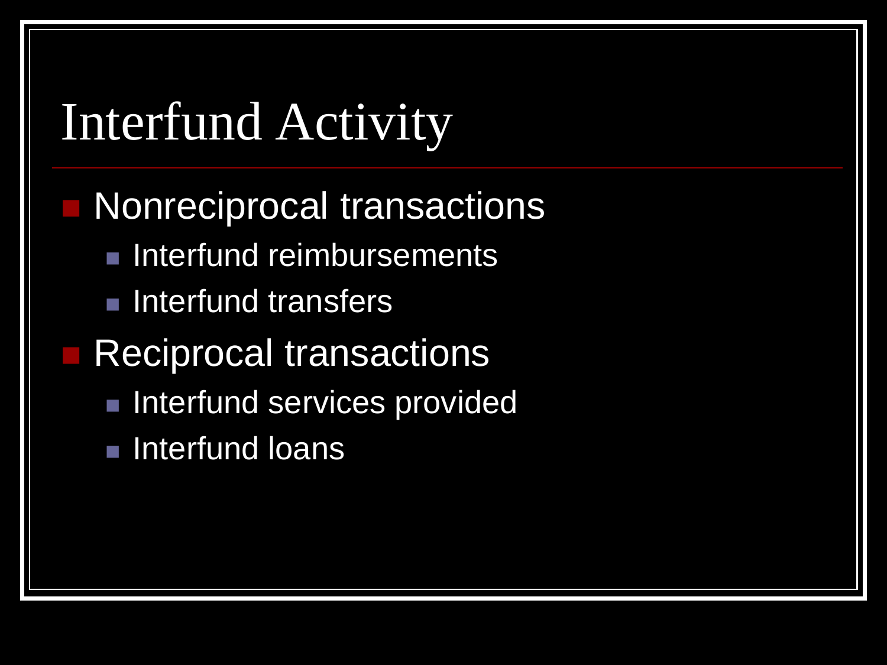# Interfund Activity

- Nonreciprocal transactions
  - Interfund reimbursements
  - Interfund transfers
- Reciprocal transactions
  - Interfund services provided
  - Interfund loans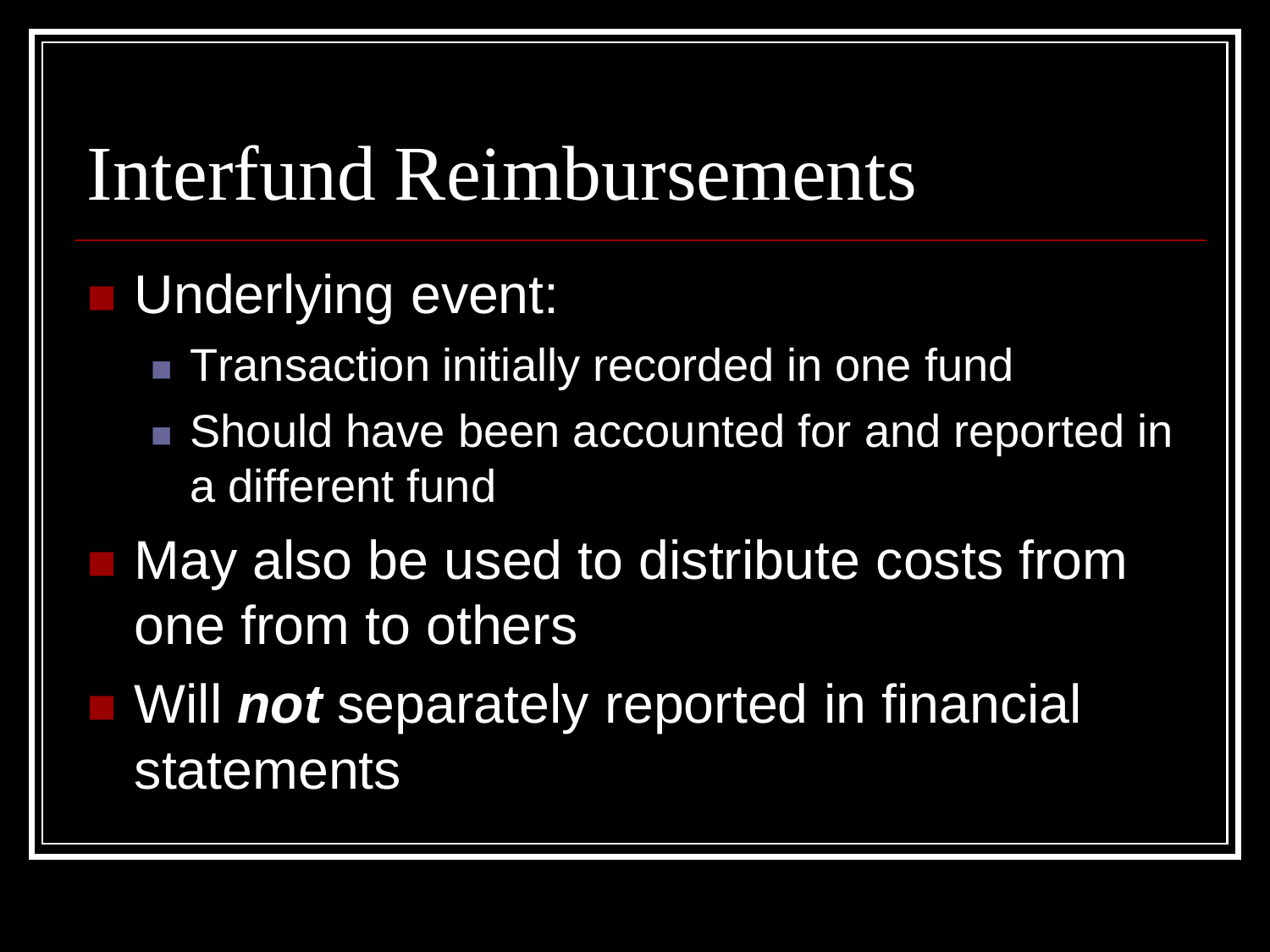# Interfund Reimbursements

- Underlying event:
  - Transaction initially recorded in one fund
  - Should have been accounted for and reported in a different fund
- May also be used to distribute costs from one from to others
- Will ***not*** separately reported in financial statements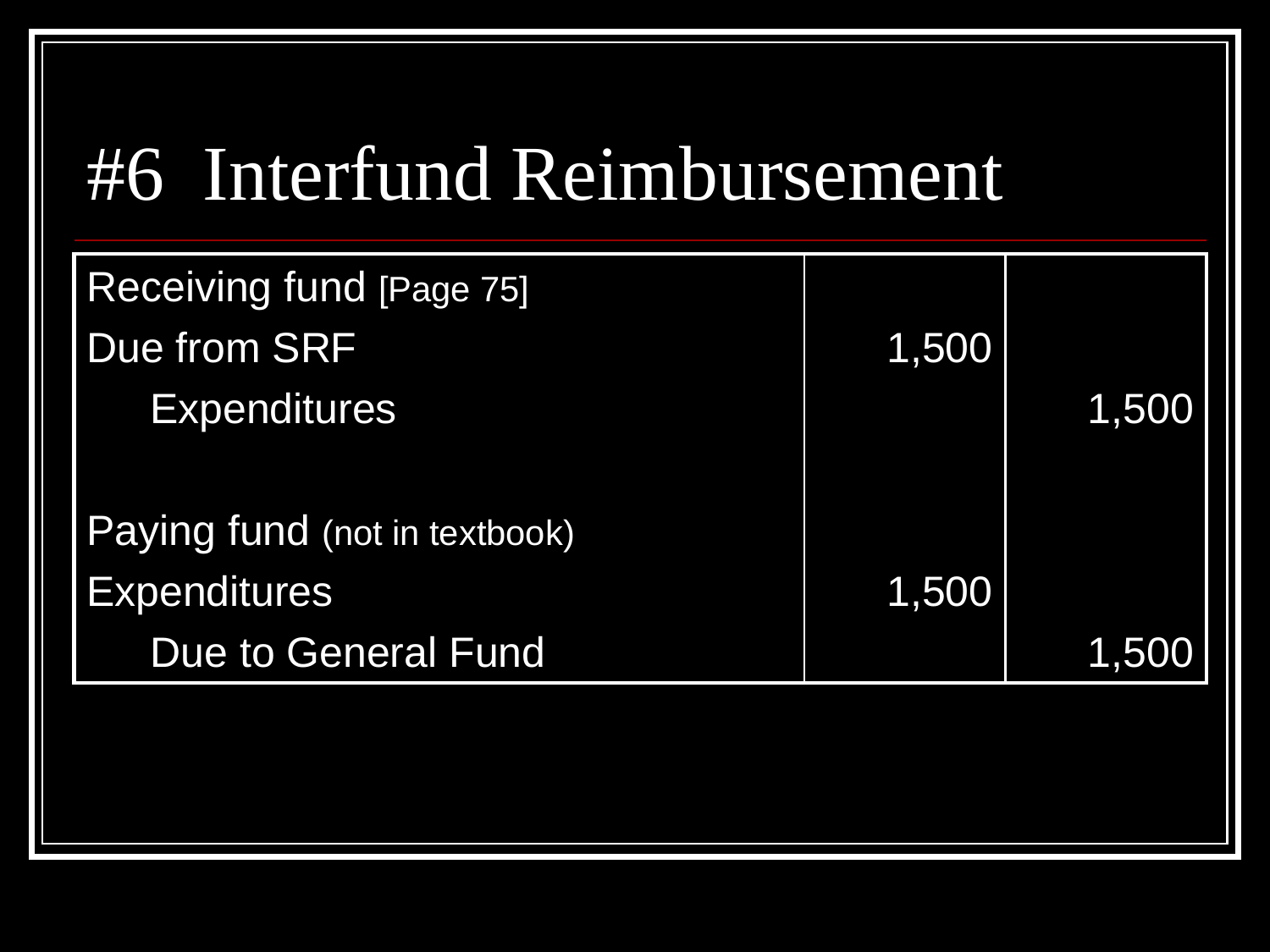# #6 Interfund Reimbursement

| | | |
|---|---|---|
| Receiving fund [Page 75] | | |
| Due from SRF | 1,500 | |
| Expenditures | | 1,500 |
| | | |
| Paying fund (not in textbook) | | |
| Expenditures | 1,500 | |
| Due to General Fund | | 1,500 |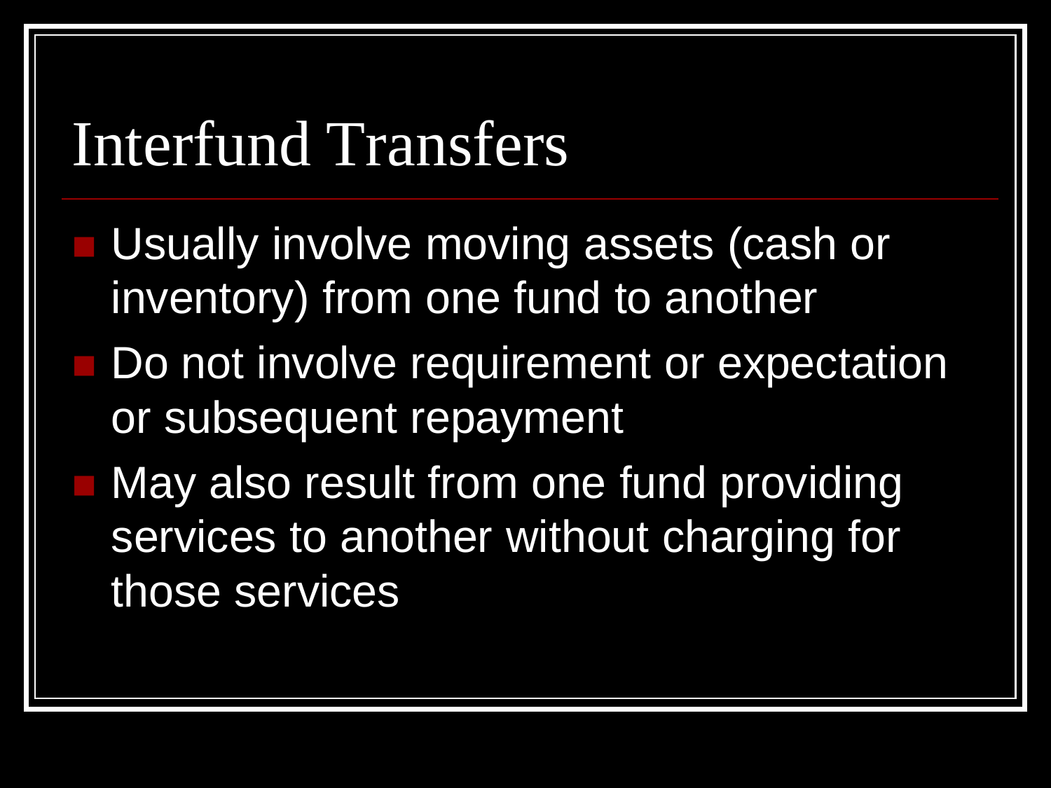# Interfund Transfers

- Usually involve moving assets (cash or inventory) from one fund to another
- Do not involve requirement or expectation or subsequent repayment
- May also result from one fund providing services to another without charging for those services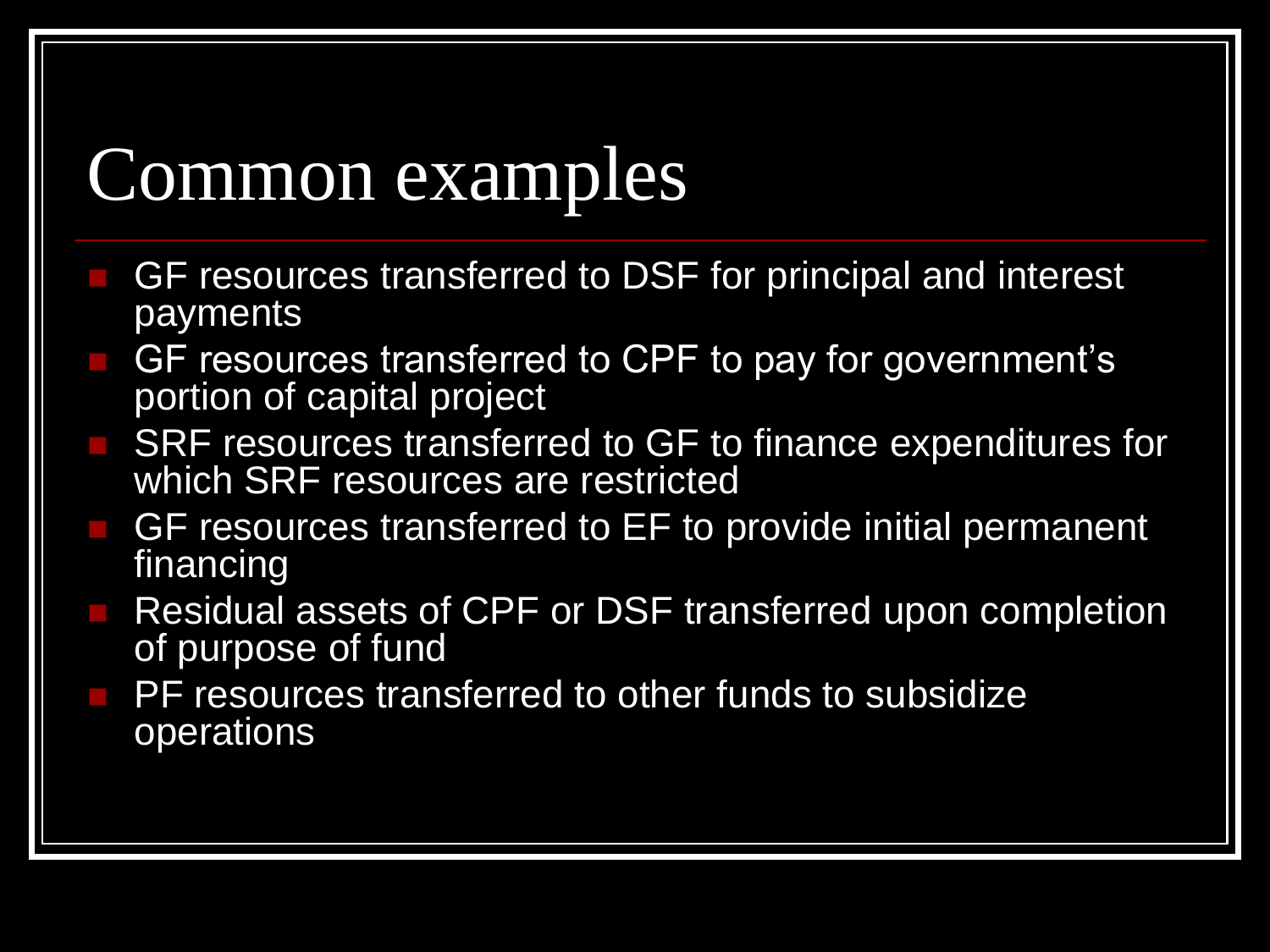# Common examples

- GF resources transferred to DSF for principal and interest payments
- GF resources transferred to CPF to pay for government's portion of capital project
- SRF resources transferred to GF to finance expenditures for which SRF resources are restricted
- GF resources transferred to EF to provide initial permanent financing
- Residual assets of CPF or DSF transferred upon completion of purpose of fund
- PF resources transferred to other funds to subsidize operations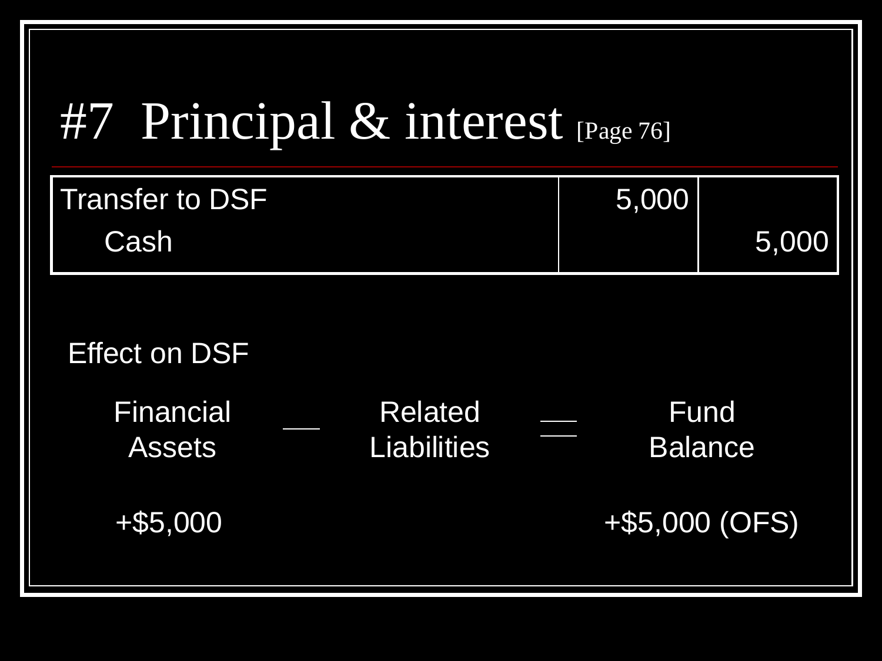# #7 Principal & interest [Page 76]

| Account | Debit | Credit |
| --- | --- | --- |
| Transfer to DSF | 5,000 | |
| Cash | | 5,000 |

Effect on DSF

| Financial Assets | — | Related Liabilities | = | Fund Balance |
| --- | --- | --- | --- | --- |
| +$5,000 | | | | +$5,000 (OFS) |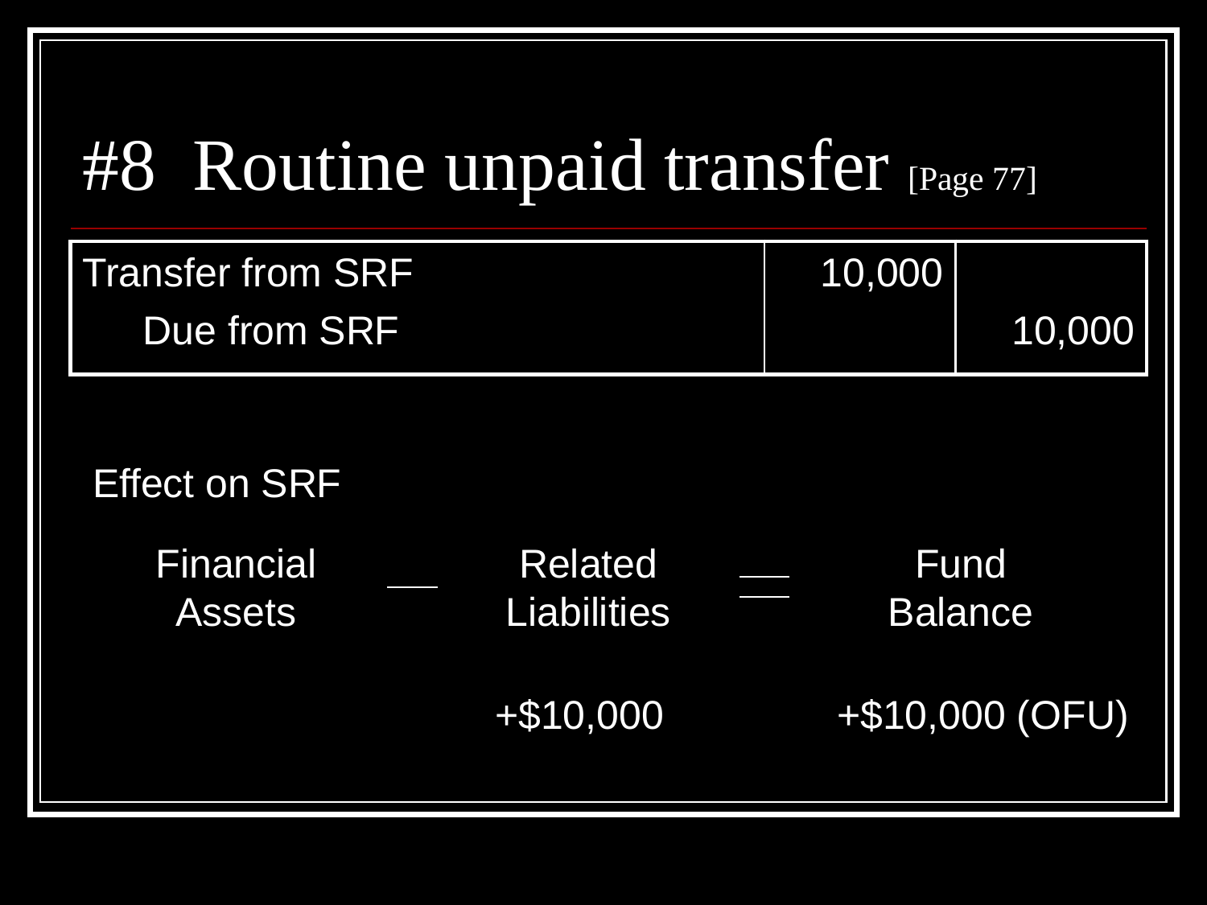# #8 Routine unpaid transfer [Page 77]

| | | |
|---|---|---|
| Transfer from SRF | 10,000 | |
| Due from SRF | | 10,000 |

Effect on SRF

| Financial Assets | = | Related Liabilities | = | Fund Balance |
|---|---|---|---|---|
| | | +$10,000 | | +$10,000 (OFU) |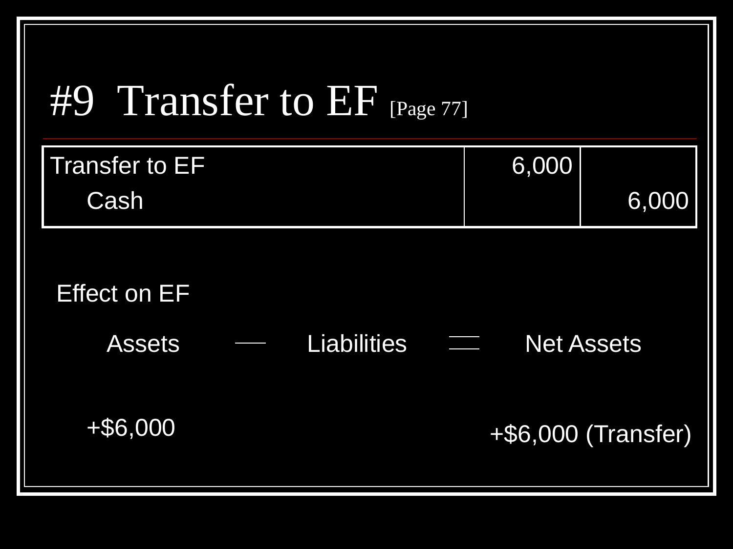# #9 Transfer to EF [Page 77]

| Transfer to EF | 6,000 | |
|---|---|---|
| Cash | | 6,000 |

Effect on EF

| Assets | − | Liabilities | = | Net Assets |
|---|---|---|---|---|
| +$6,000 | | | | +$6,000 (Transfer) |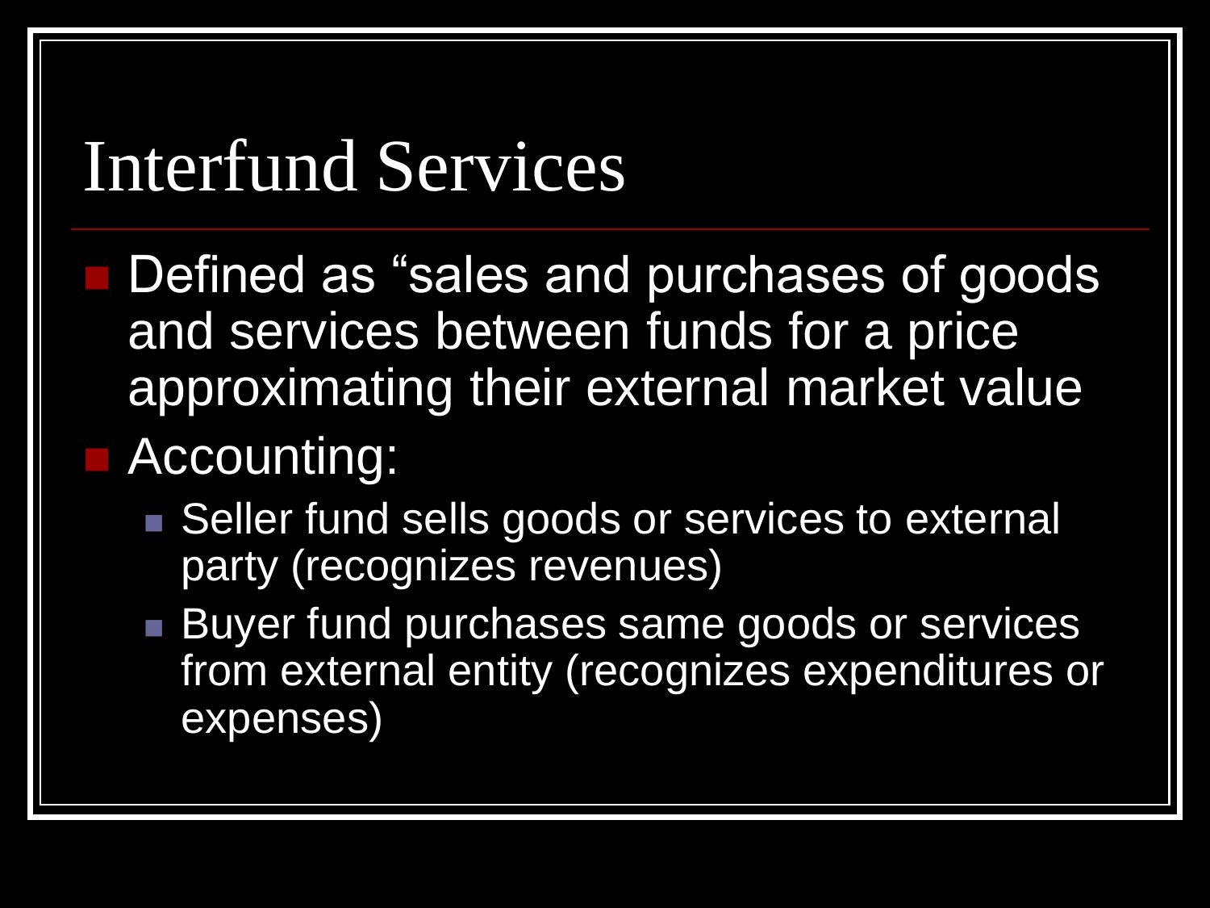# Interfund Services

- Defined as “sales and purchases of goods and services between funds for a price approximating their external market value
- Accounting:
  - Seller fund sells goods or services to external party (recognizes revenues)
  - Buyer fund purchases same goods or services from external entity (recognizes expenditures or expenses)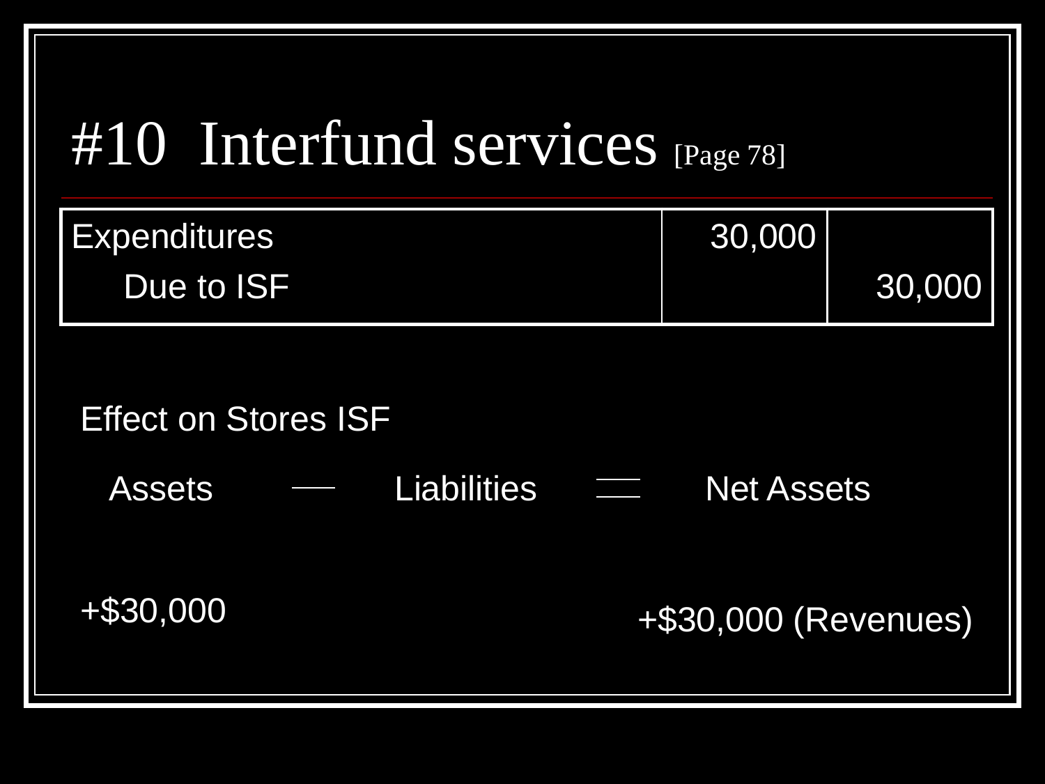# #10 Interfund services [Page 78]

| | | |
|---|---|---|
| Expenditures | 30,000 | |
| Due to ISF | | 30,000 |

Effect on Stores ISF

| Assets | — | Liabilities | = | Net Assets |
|---|---|---|---|---|
| +$30,000 | | | | +$30,000 (Revenues) |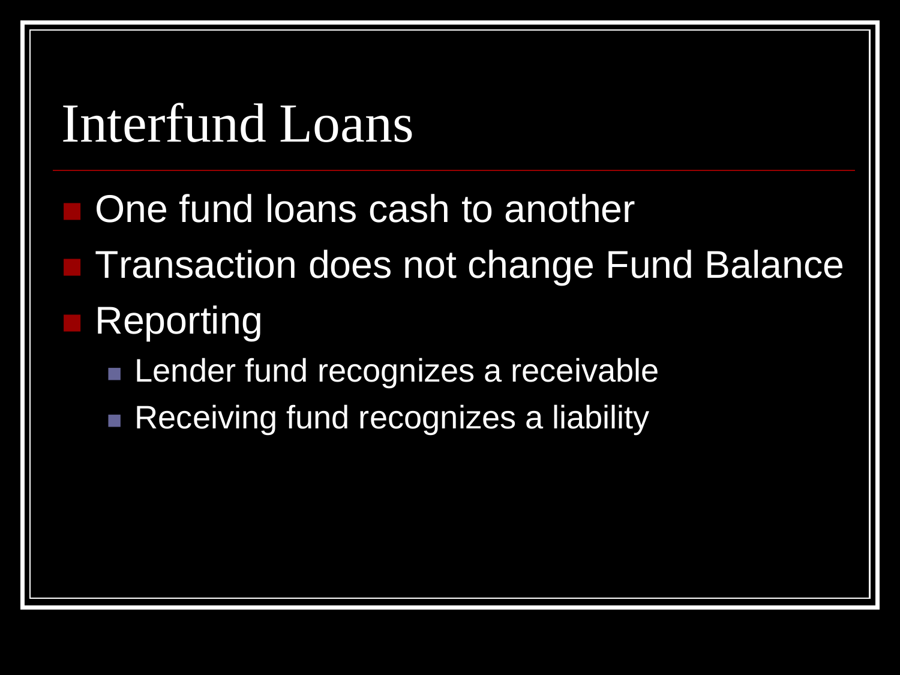# Interfund Loans

- One fund loans cash to another
- Transaction does not change Fund Balance
- Reporting
  - Lender fund recognizes a receivable
  - Receiving fund recognizes a liability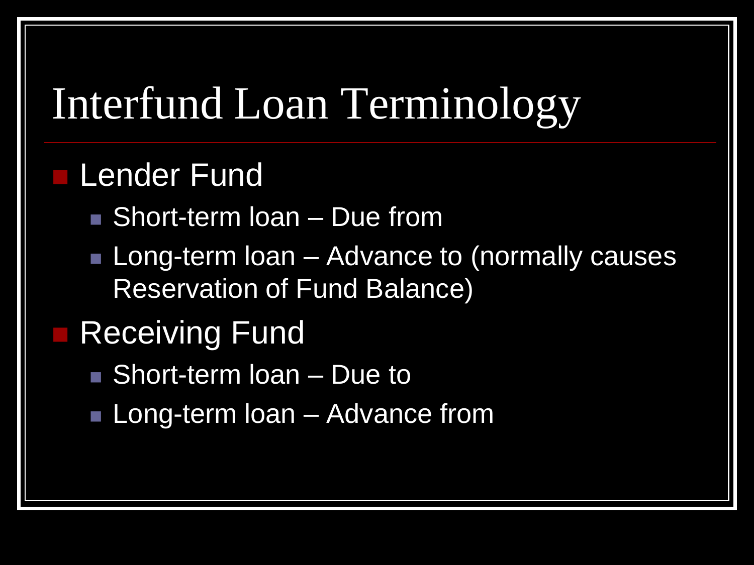# Interfund Loan Terminology

- Lender Fund
  - Short-term loan – Due from
  - Long-term loan – Advance to (normally causes Reservation of Fund Balance)
- Receiving Fund
  - Short-term loan – Due to
  - Long-term loan – Advance from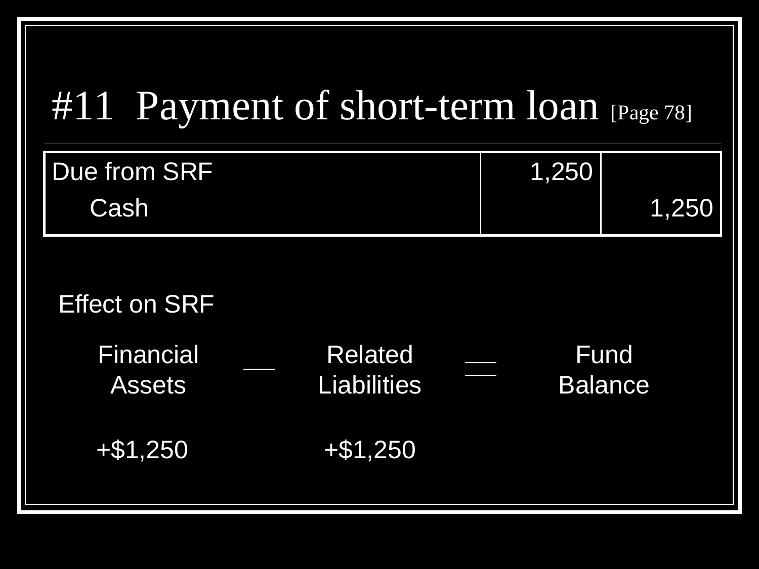# #11 Payment of short-term loan [Page 78]

| | | |
|---|---|---|
| Due from SRF | 1,250 | |
| Cash | | 1,250 |

Effect on SRF

| Financial Assets | − | Related Liabilities | = | Fund Balance |
|---|---|---|---|---|
| +$1,250 | | +$1,250 | | |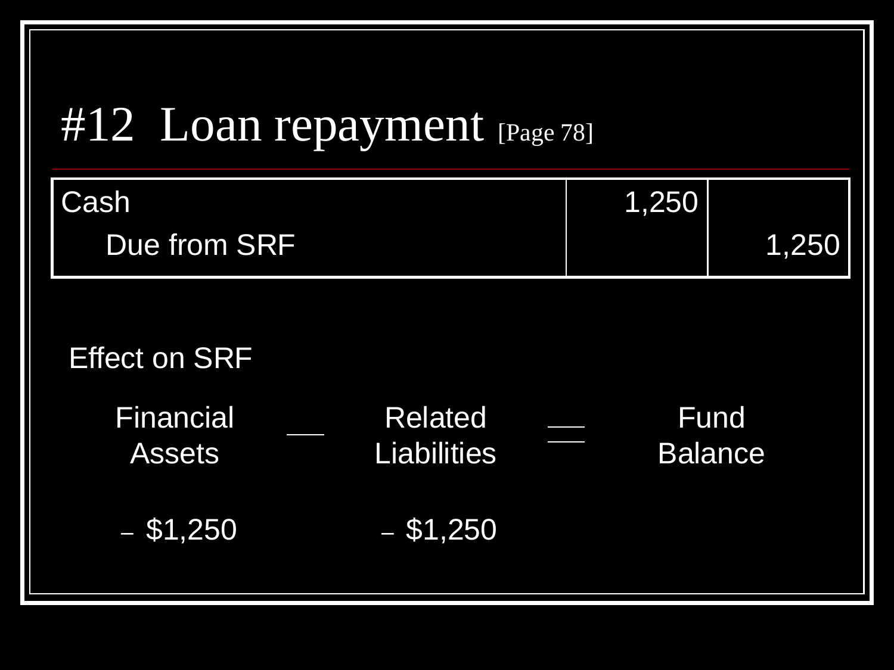# #12 Loan repayment [Page 78]

| | | |
|---|---|---|
| Cash | 1,250 | |
| Due from SRF | | 1,250 |

Effect on SRF

| Financial Assets | − | Related Liabilities | = | Fund Balance |
|---|---|---|---|---|
| – $1,250 | | – $1,250 | | |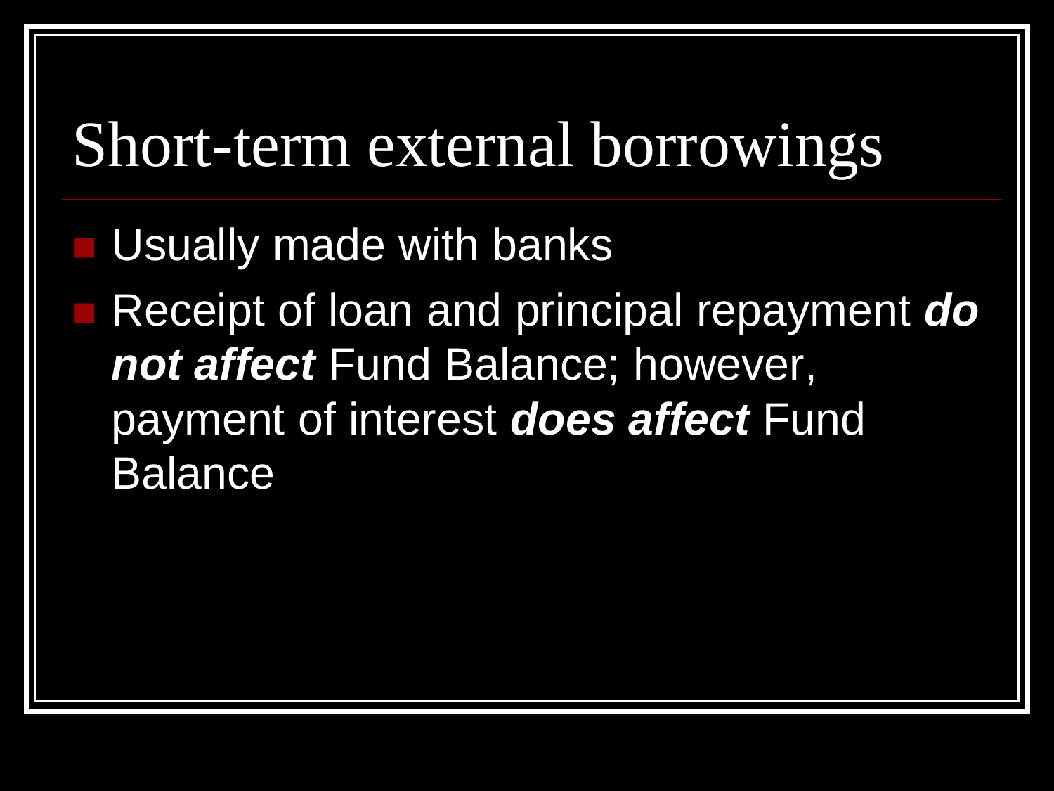# Short-term external borrowings

- Usually made with banks
- Receipt of loan and principal repayment ***do not affect*** Fund Balance; however, payment of interest ***does affect*** Fund Balance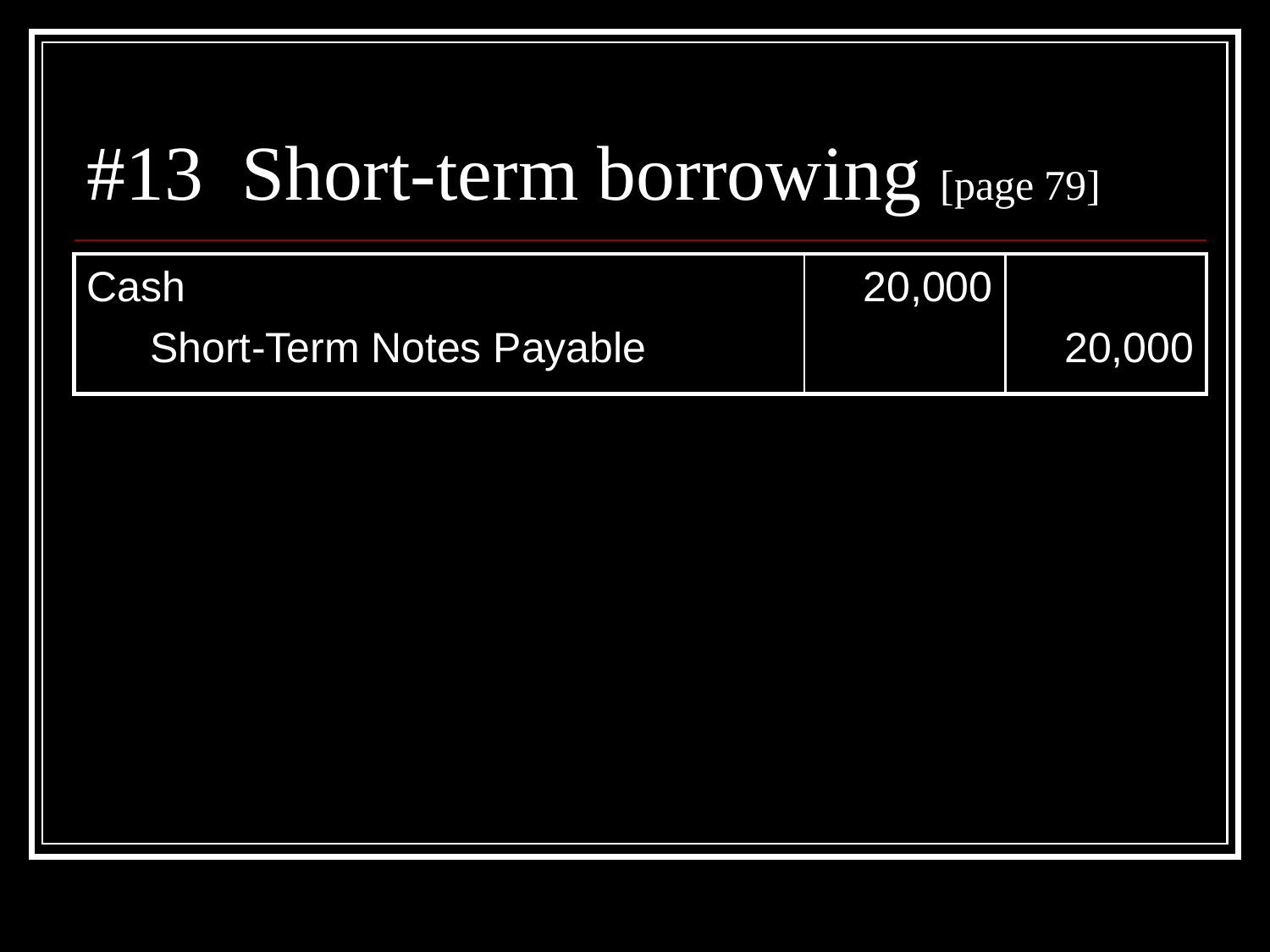# #13 Short-term borrowing [page 79]

| Account | Debit | Credit |
|---|---|---|
| Cash | 20,000 | |
| Short-Term Notes Payable | | 20,000 |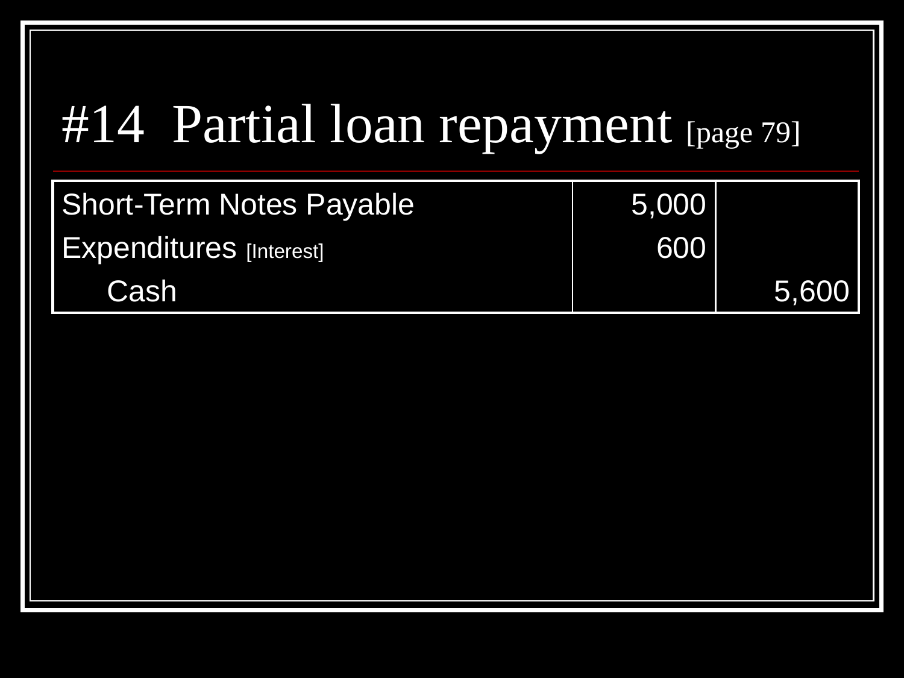# #14 Partial loan repayment [page 79]

| | | |
|---|---|---|
| Short-Term Notes Payable | 5,000 | |
| Expenditures [Interest] | 600 | |
| Cash | | 5,600 |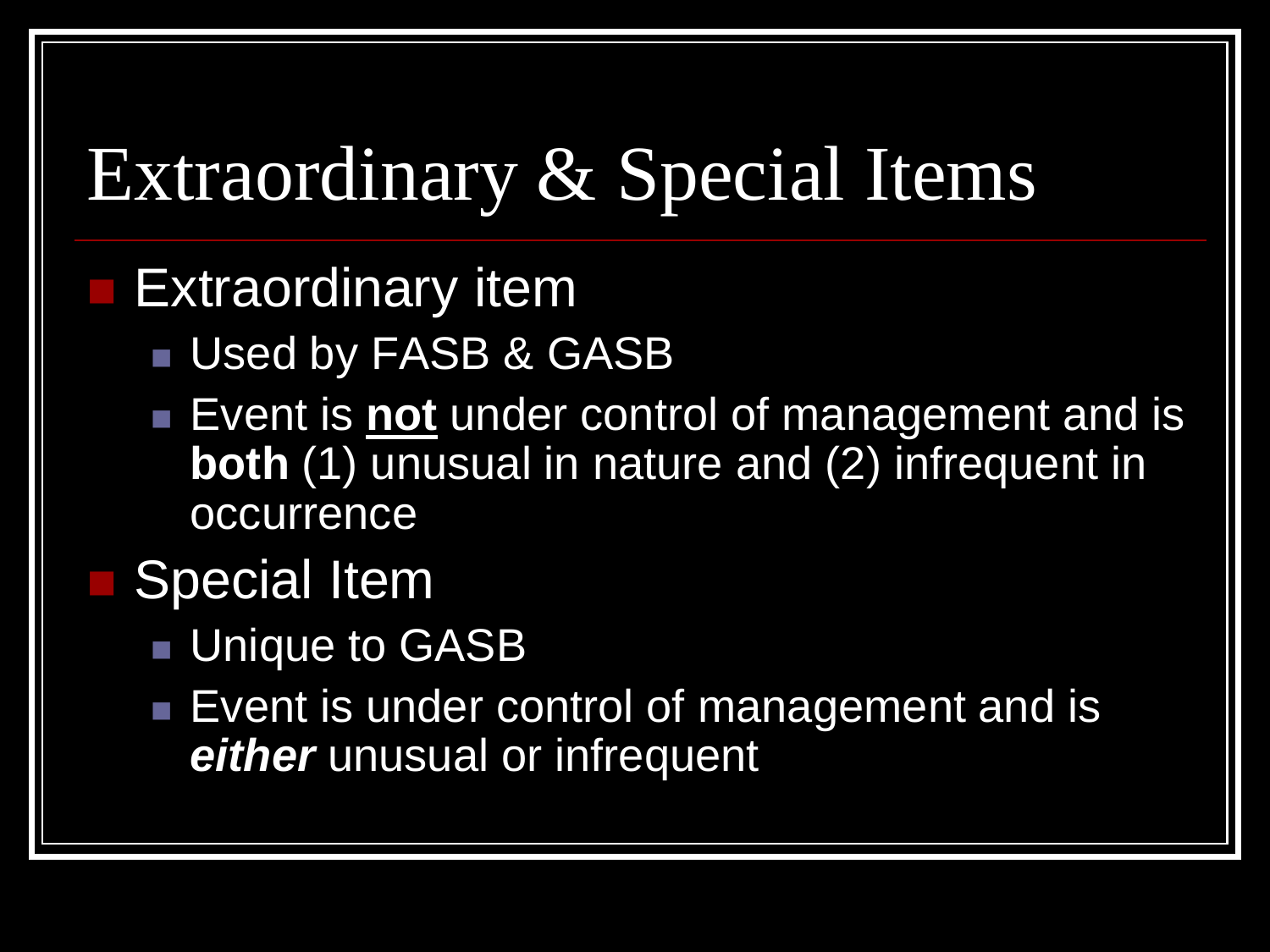# Extraordinary & Special Items

- Extraordinary item
  - Used by FASB & GASB
  - Event is **not** under control of management and is **both** (1) unusual in nature and (2) infrequent in occurrence
- Special Item
  - Unique to GASB
  - Event is under control of management and is ***either*** unusual or infrequent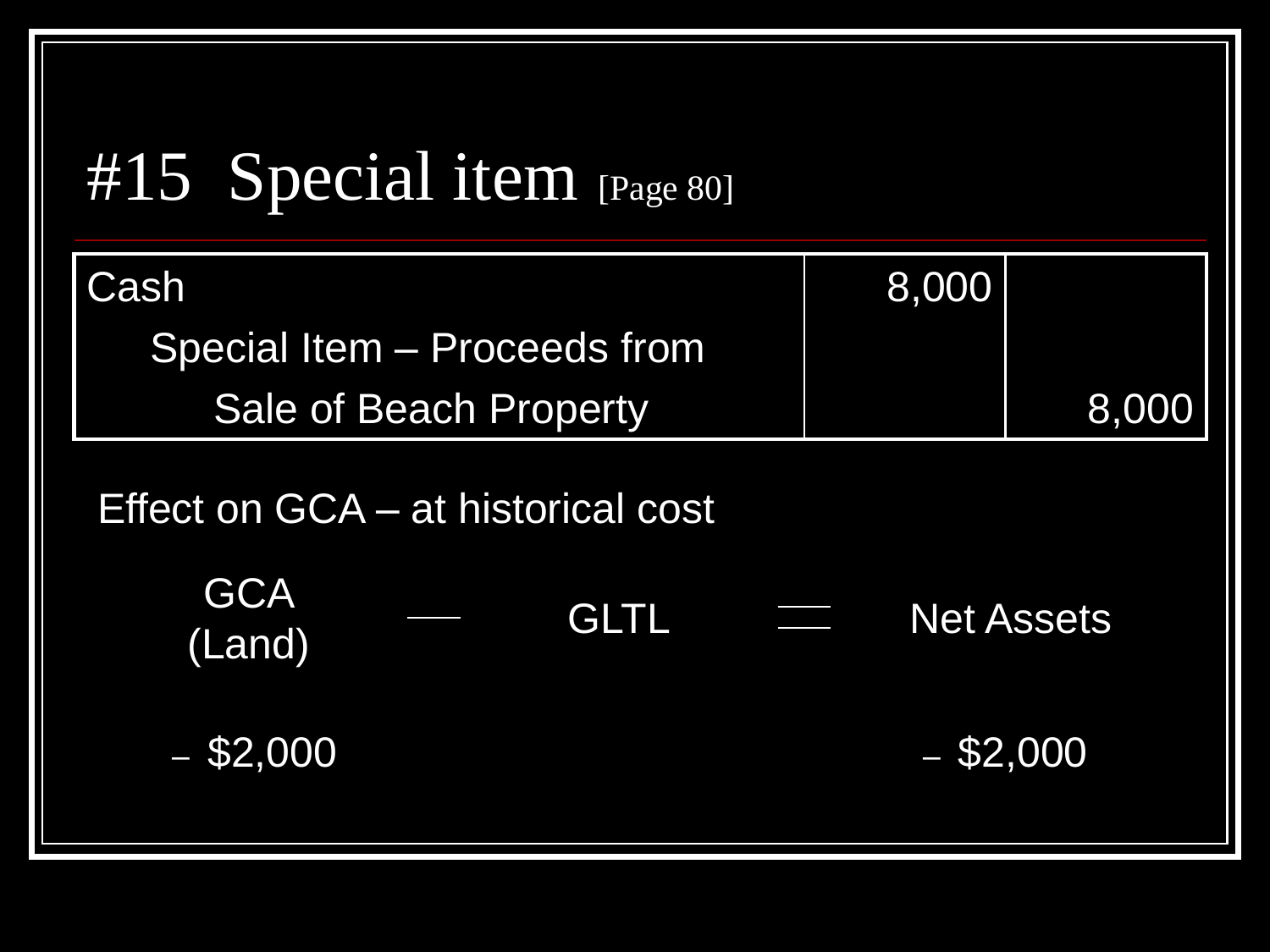# #15 Special item [Page 80]

| Account | Debit | Credit |
|---|---|---|
| Cash | 8,000 | |
| Special Item – Proceeds from Sale of Beach Property | | 8,000 |

Effect on GCA – at historical cost

| GCA (Land) | – | GLTL | = | Net Assets |
|---|---|---|---|---|
| – $2,000 | | | | – $2,000 |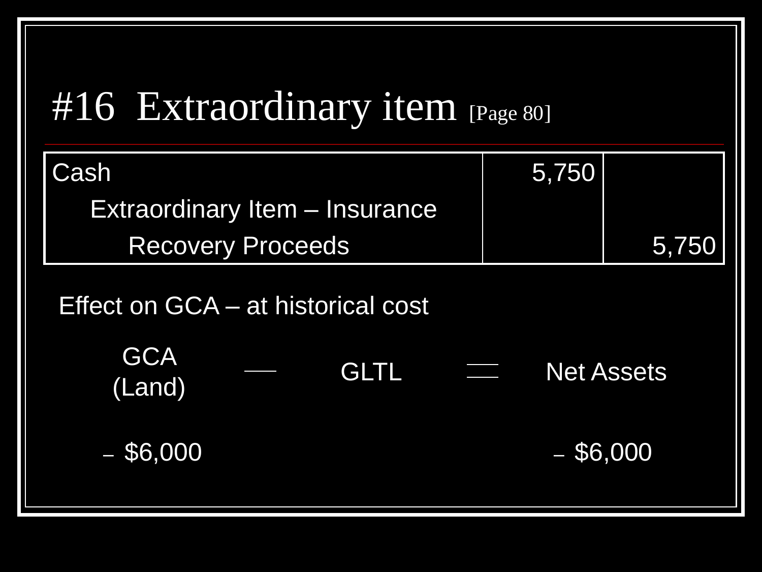# #16 Extraordinary item [Page 80]

| | | |
|---|---|---|
| Cash | 5,750 | |
| Extraordinary Item – Insurance Recovery Proceeds | | 5,750 |

Effect on GCA – at historical cost

| GCA (Land) | — | GLTL | = | Net Assets |
|---|---|---|---|---|
| – $6,000 | | | | – $6,000 |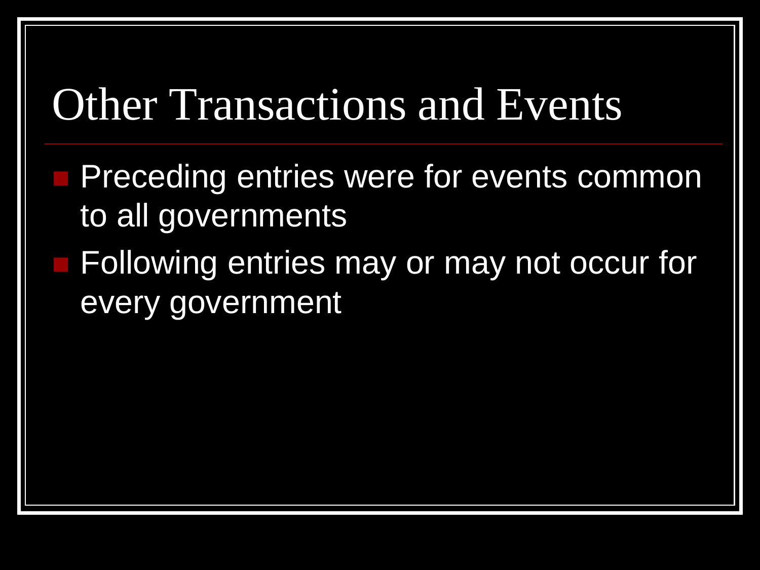# Other Transactions and Events

- Preceding entries were for events common to all governments
- Following entries may or may not occur for every government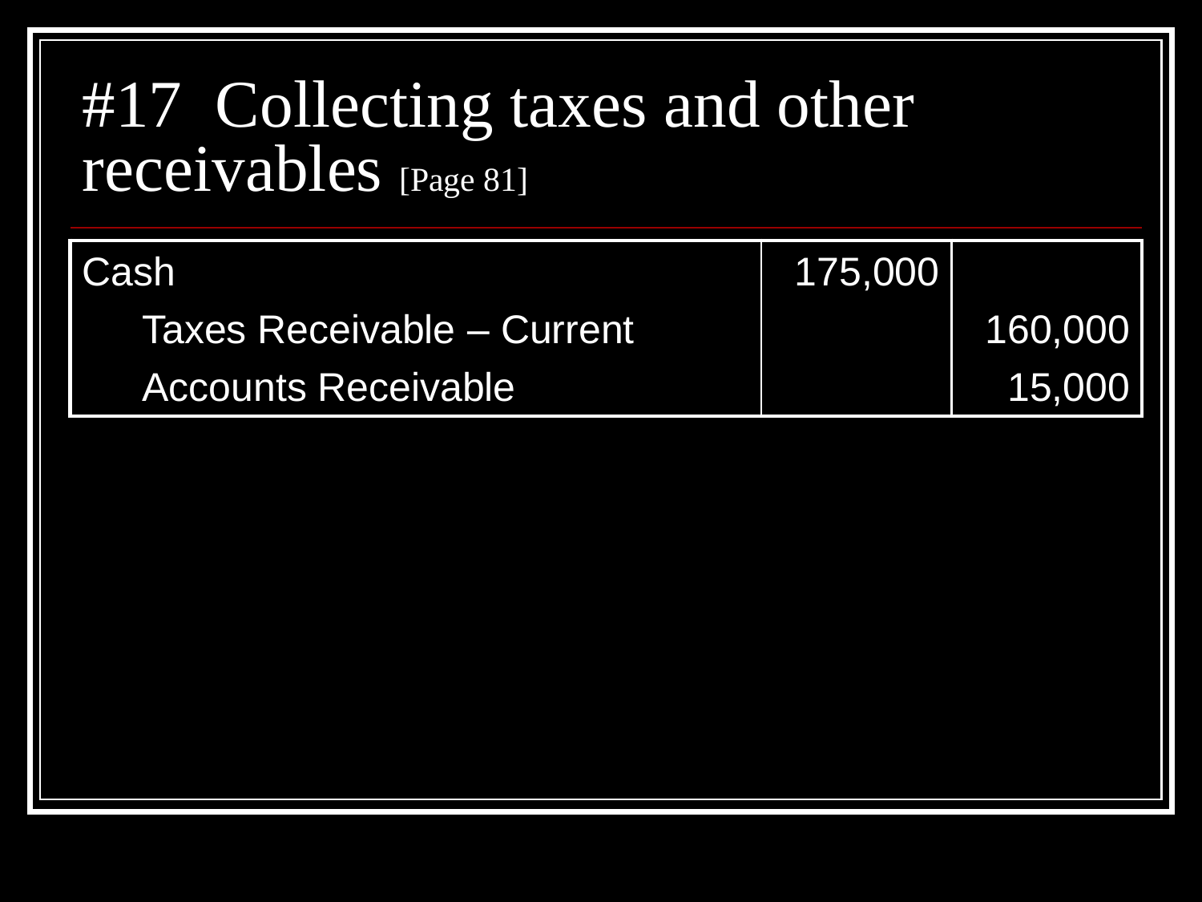# #17 Collecting taxes and other receivables [Page 81]

| | | |
|---|---|---|
| Cash | 175,000 | |
| Taxes Receivable – Current | | 160,000 |
| Accounts Receivable | | 15,000 |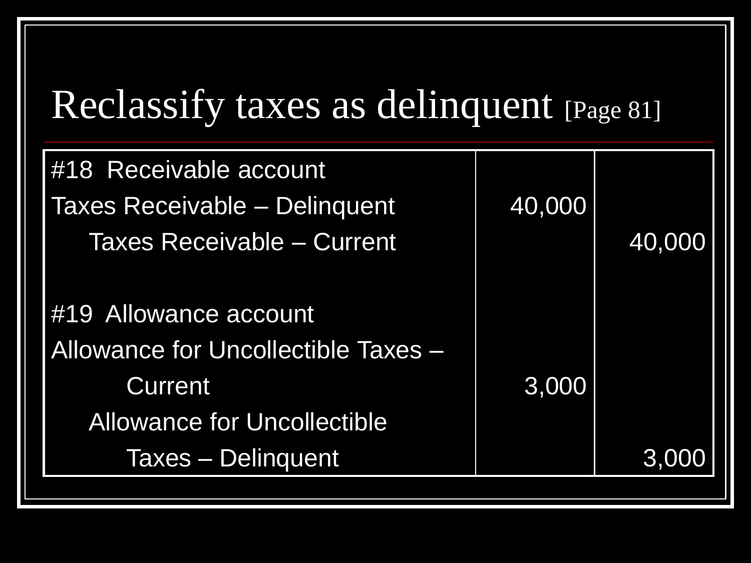# Reclassify taxes as delinquent [Page 81]

| | | |
|---|---|---|
| #18 Receivable account | | |
| Taxes Receivable – Delinquent | 40,000 | |
| Taxes Receivable – Current | | 40,000 |
| | | |
| #19 Allowance account | | |
| Allowance for Uncollectible Taxes – Current | 3,000 | |
| Allowance for Uncollectible Taxes – Delinquent | | 3,000 |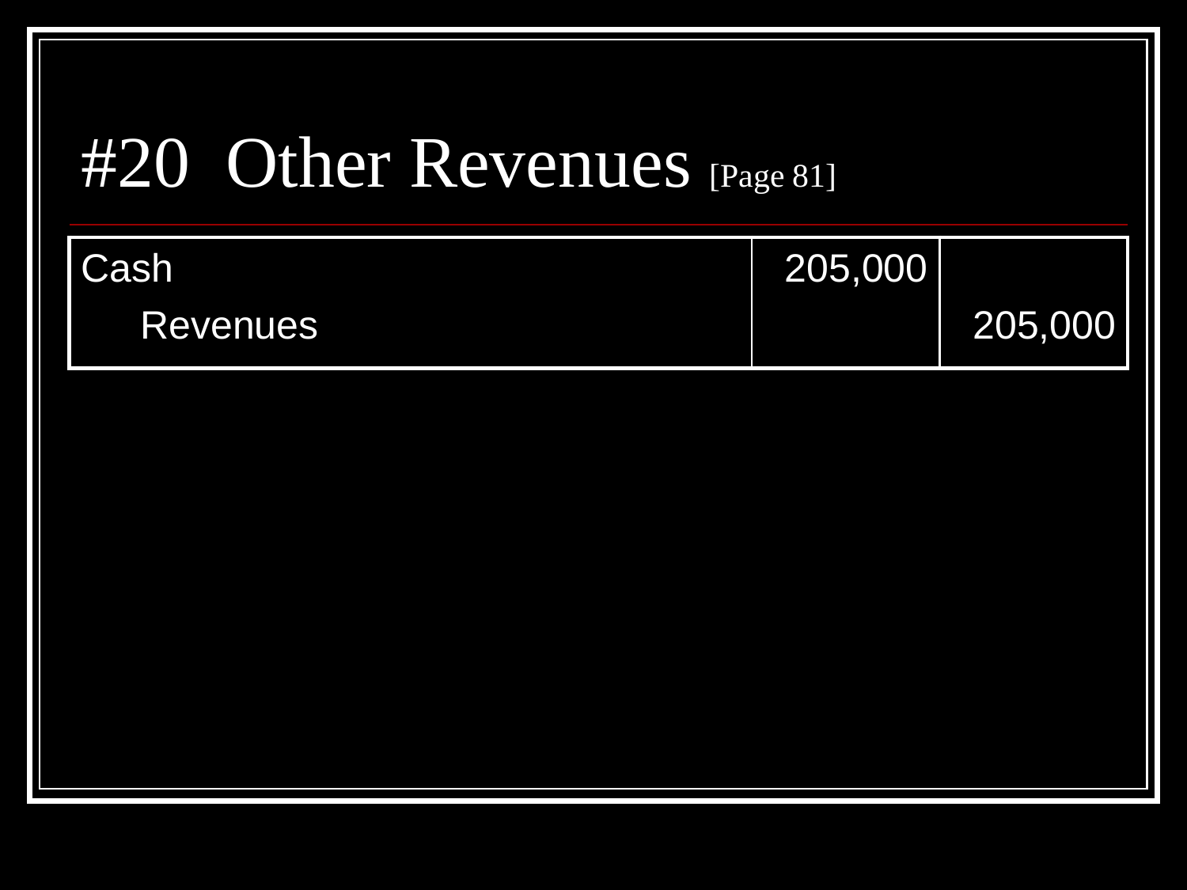# #20 Other Revenues [Page 81]

| Account | Debit | Credit |
|---|---|---|
| Cash | 205,000 | |
| Revenues | | 205,000 |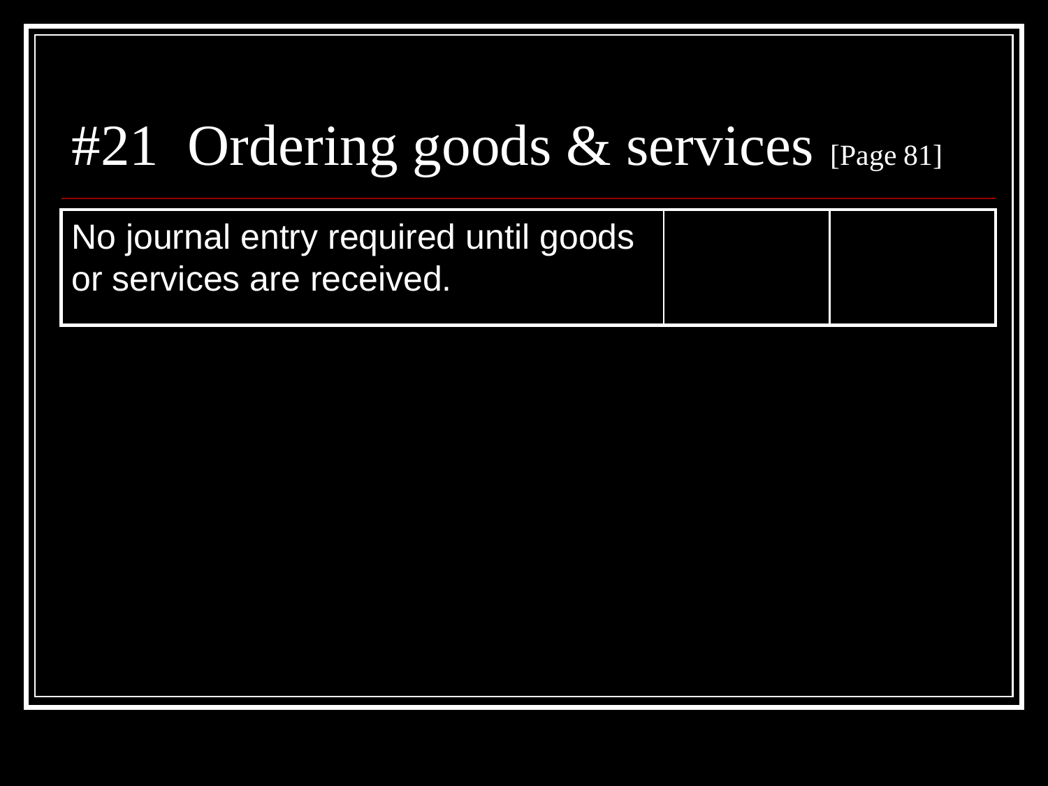# #21 Ordering goods & services [Page 81]

| No journal entry required until goods or services are received. | | |
|---|---|---|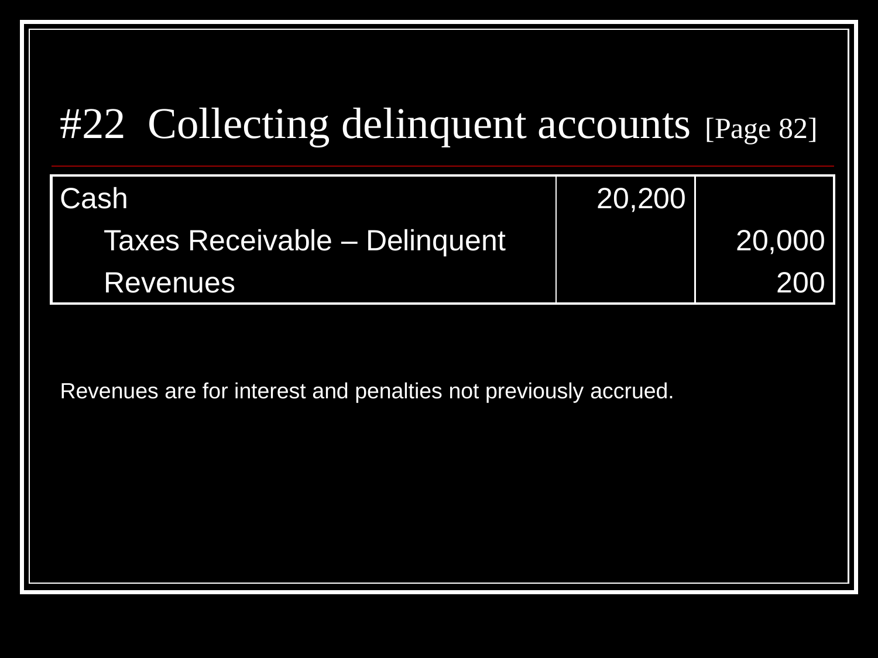# #22 Collecting delinquent accounts [Page 82]

| Account | Debit | Credit |
|---|---|---|
| Cash | 20,200 | |
| Taxes Receivable – Delinquent | | 20,000 |
| Revenues | | 200 |

Revenues are for interest and penalties not previously accrued.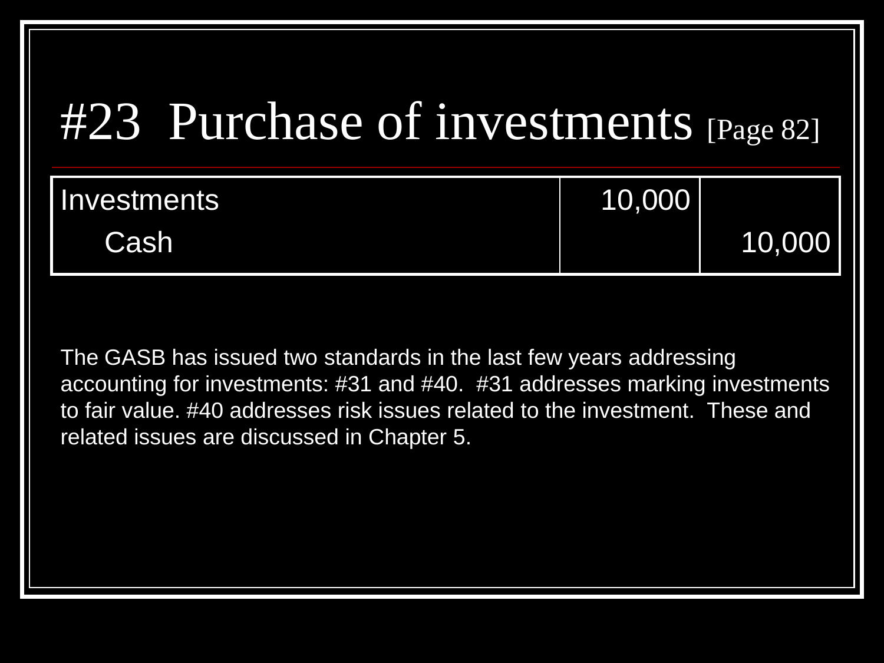# #23 Purchase of investments [Page 82]

| Account | Debit | Credit |
|---|---|---|
| Investments | 10,000 | |
| Cash | | 10,000 |

The GASB has issued two standards in the last few years addressing accounting for investments: #31 and #40. #31 addresses marking investments to fair value. #40 addresses risk issues related to the investment. These and related issues are discussed in Chapter 5.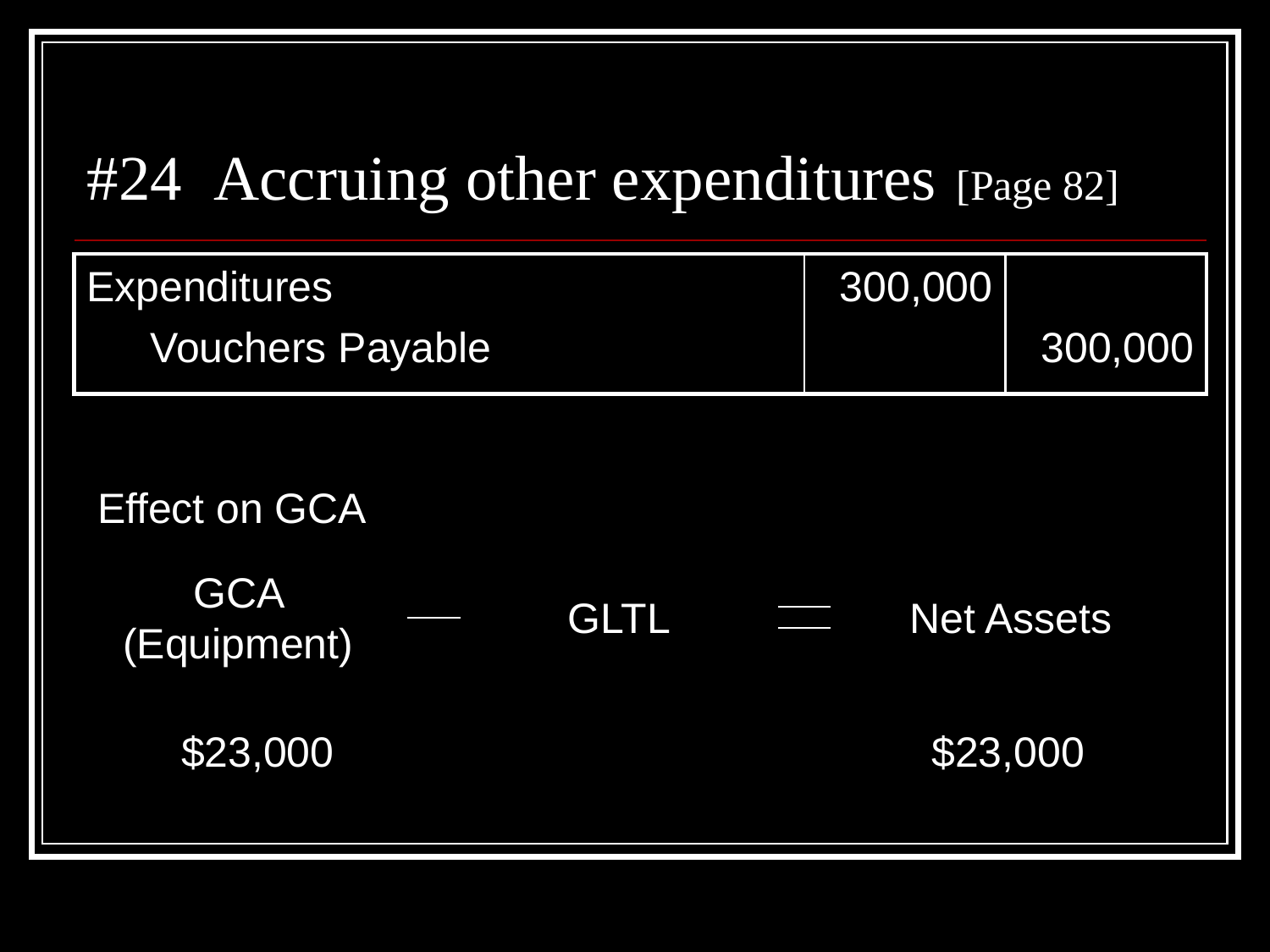# #24 Accruing other expenditures [Page 82]

| | | |
|---|---|---|
| Expenditures | 300,000 | |
| Vouchers Payable | | 300,000 |

Effect on GCA

| GCA (Equipment) | — | GLTL | = | Net Assets |
|---|---|---|---|---|
| $23,000 | | | | $23,000 |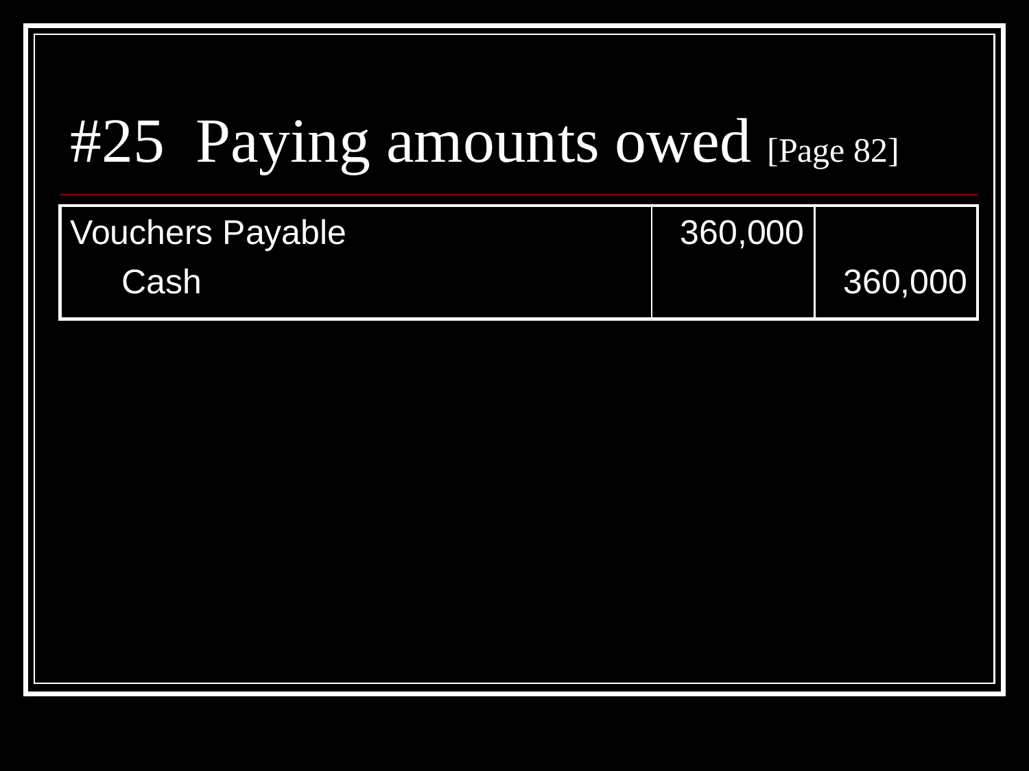# #25 Paying amounts owed [Page 82]

| | | |
|---|---|---|
| Vouchers Payable | 360,000 | |
| Cash | | 360,000 |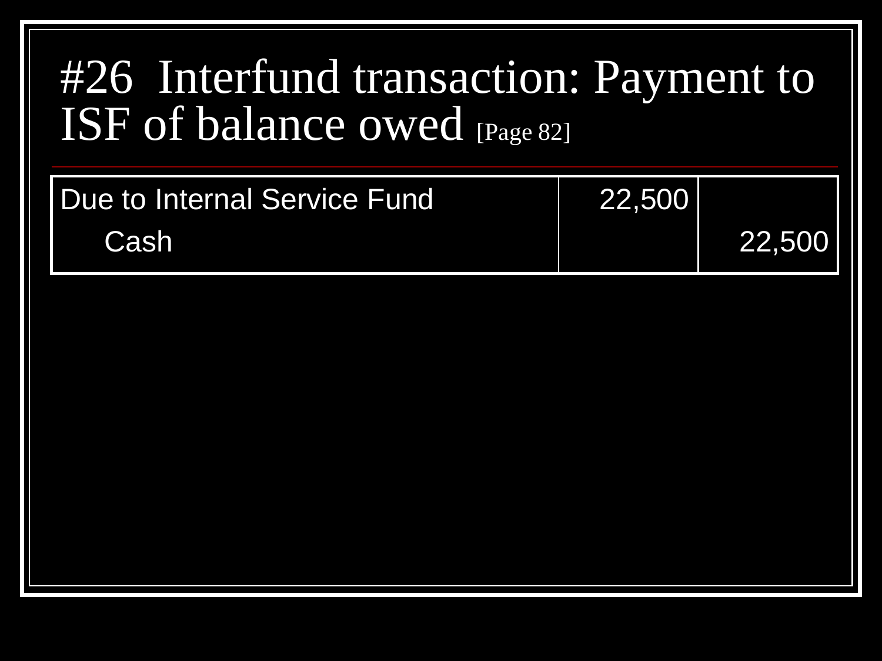# #26 Interfund transaction: Payment to ISF of balance owed [Page 82]

| Account | Debit | Credit |
|---|---|---|
| Due to Internal Service Fund | 22,500 | |
| Cash | | 22,500 |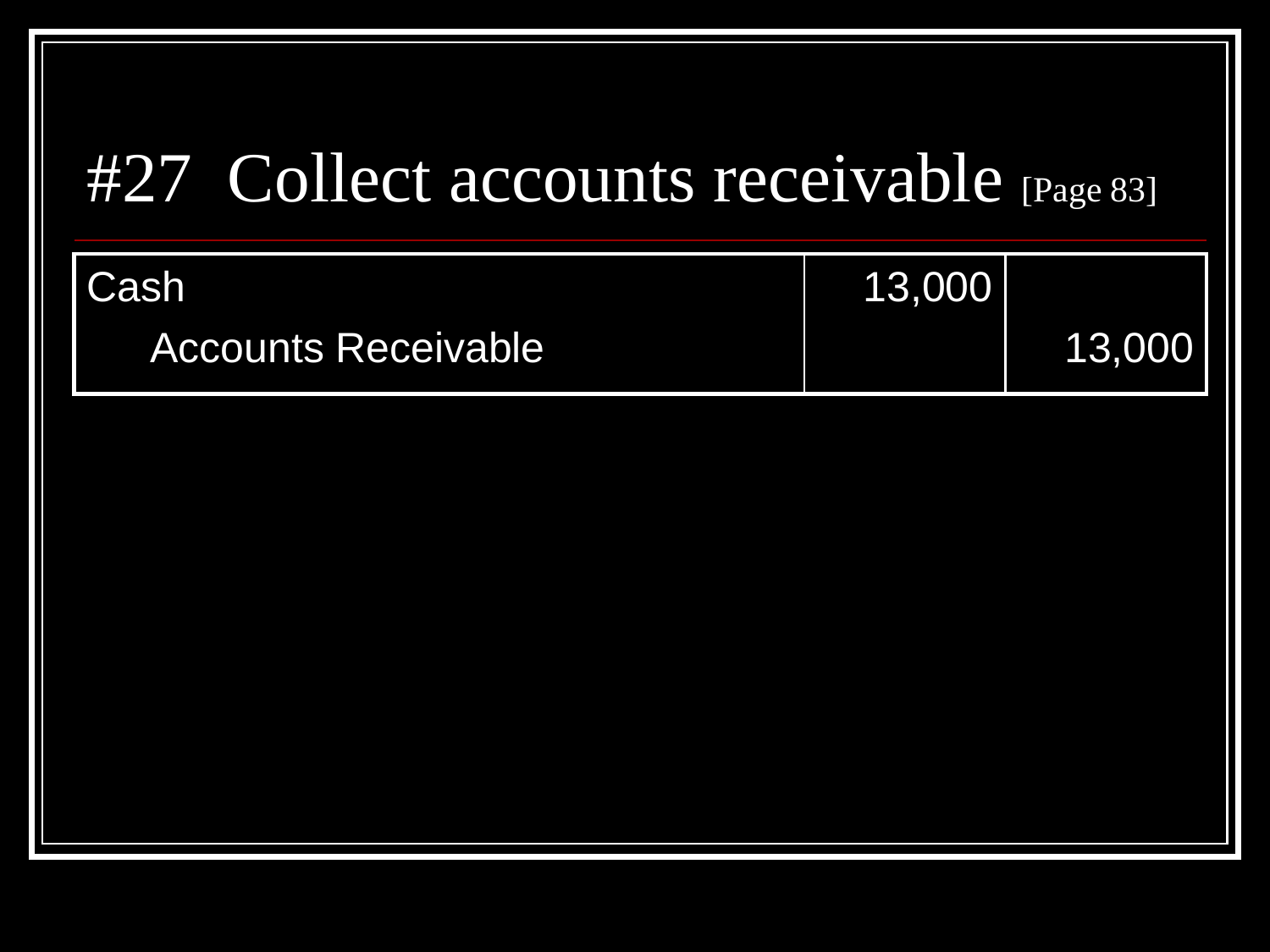# #27 Collect accounts receivable [Page 83]

| Account | Debit | Credit |
|---|---|---|
| Cash | 13,000 | |
| Accounts Receivable | | 13,000 |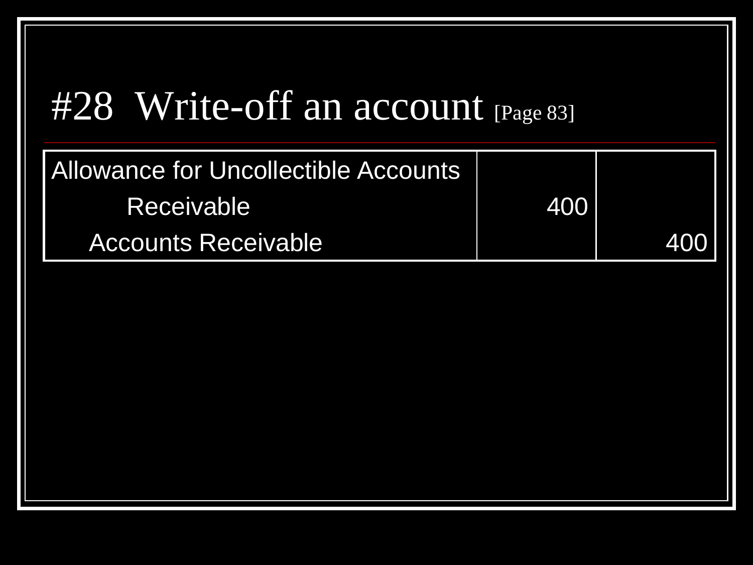# #28 Write-off an account [Page 83]

| | | |
|---|---|---|
| Allowance for Uncollectible Accounts Receivable | 400 | |
| Accounts Receivable | | 400 |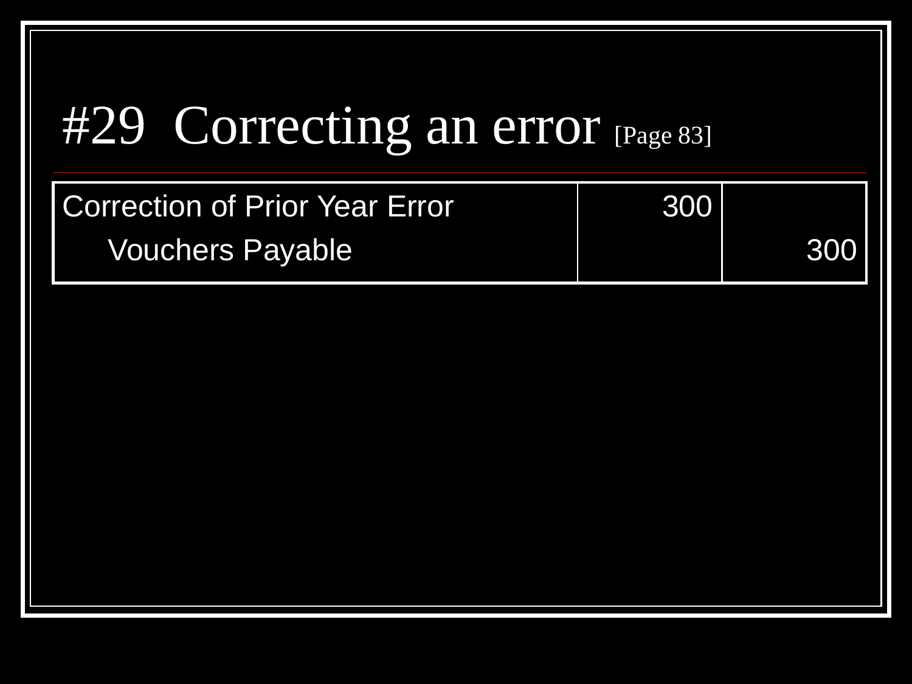# #29 Correcting an error [Page 83]

| Account | Debit | Credit |
|---|---|---|
| Correction of Prior Year Error | 300 | |
| Vouchers Payable | | 300 |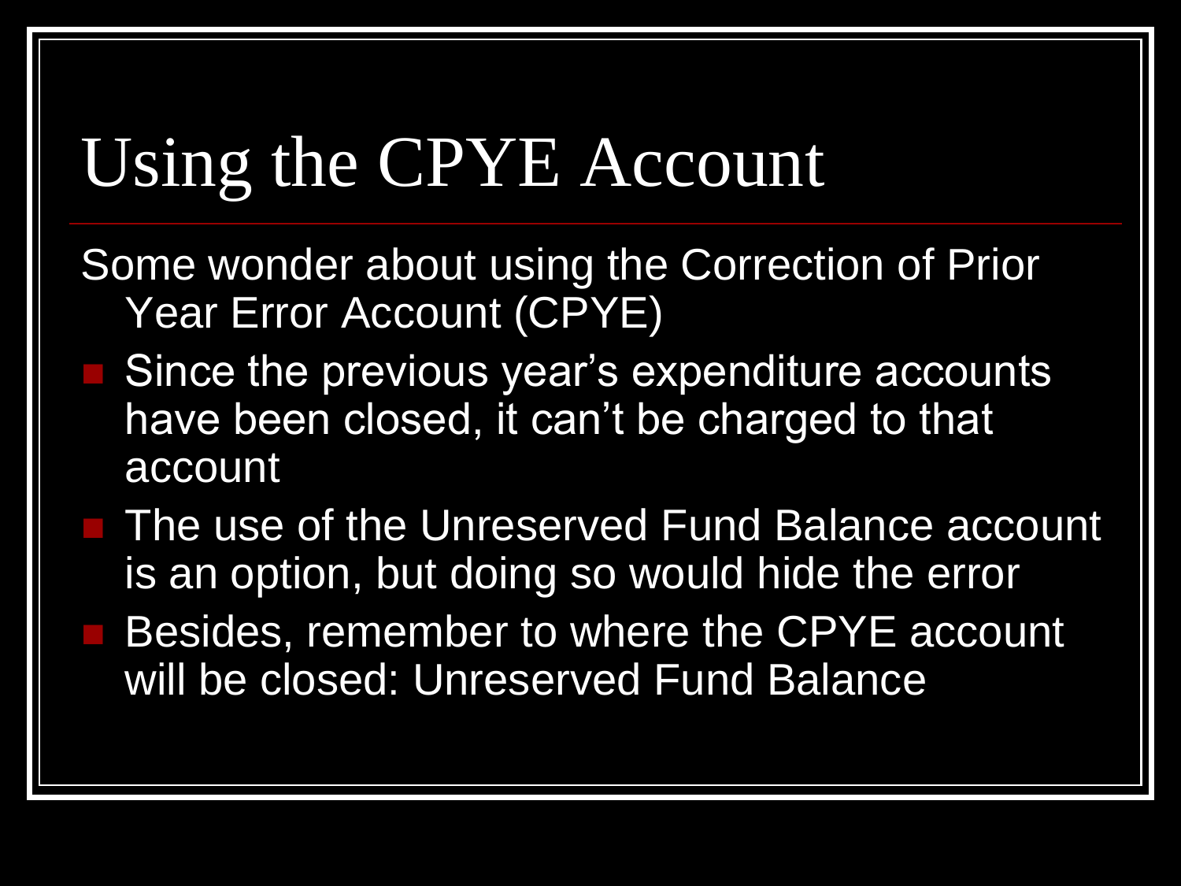# Using the CPYE Account

Some wonder about using the Correction of Prior Year Error Account (CPYE)

- Since the previous year's expenditure accounts have been closed, it can't be charged to that account
- The use of the Unreserved Fund Balance account is an option, but doing so would hide the error
- Besides, remember to where the CPYE account will be closed: Unreserved Fund Balance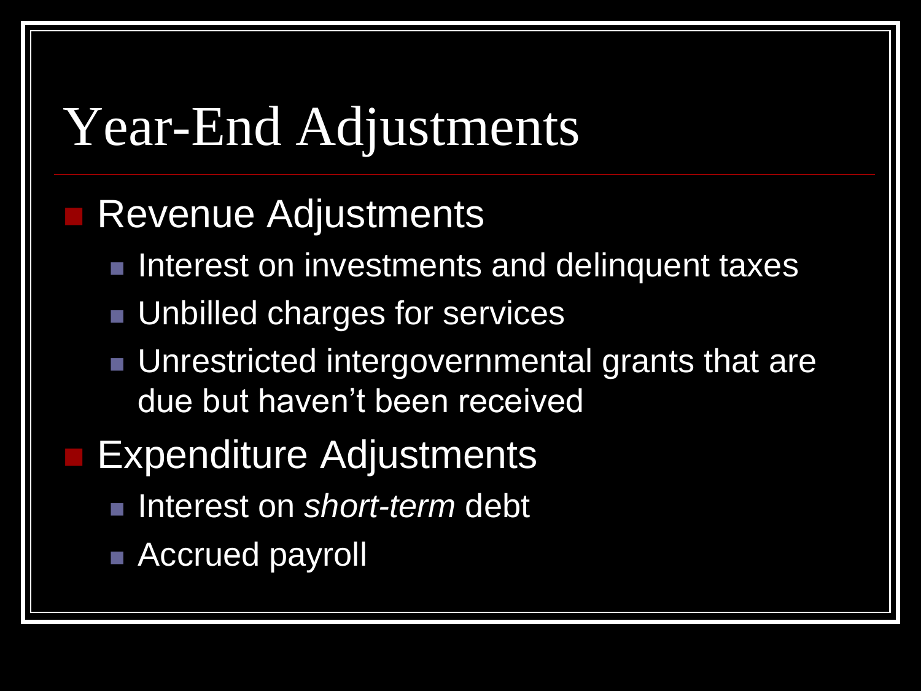# Year-End Adjustments

- Revenue Adjustments
  - Interest on investments and delinquent taxes
  - Unbilled charges for services
  - Unrestricted intergovernmental grants that are due but haven't been received
- Expenditure Adjustments
  - Interest on *short-term* debt
  - Accrued payroll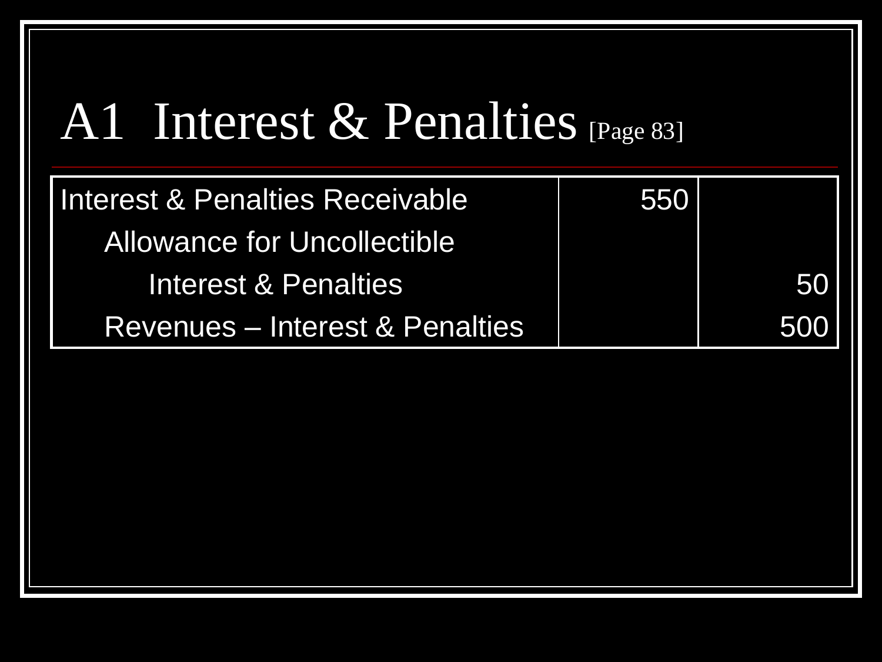# A1 Interest & Penalties [Page 83]

| | | |
|---|---|---|
| Interest & Penalties Receivable | 550 | |
| Allowance for Uncollectible | | |
| Interest & Penalties | | 50 |
| Revenues – Interest & Penalties | | 500 |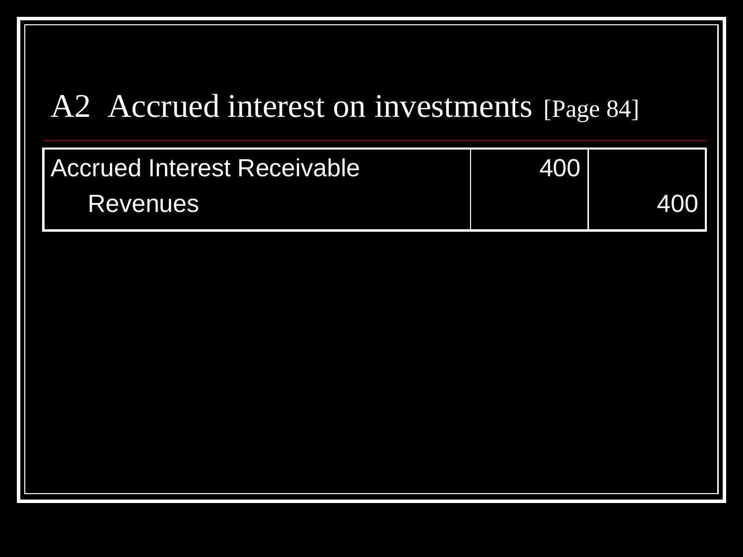# A2 Accrued interest on investments [Page 84]

| | | |
|---|---|---|
| Accrued Interest Receivable | 400 | |
| Revenues | | 400 |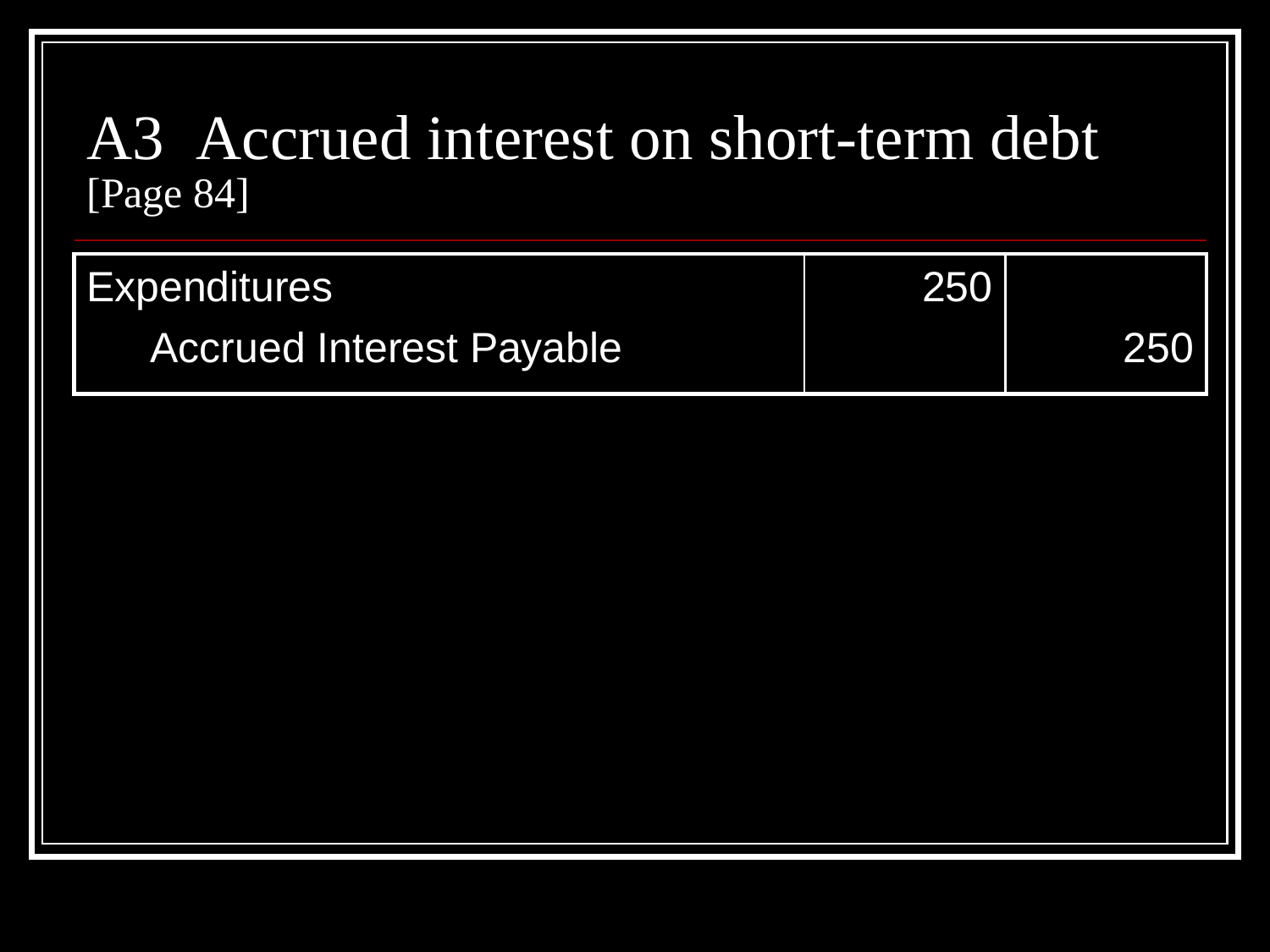# A3 Accrued interest on short-term debt

[Page 84]

| | | |
|---|---|---|
| Expenditures | 250 | |
| Accrued Interest Payable | | 250 |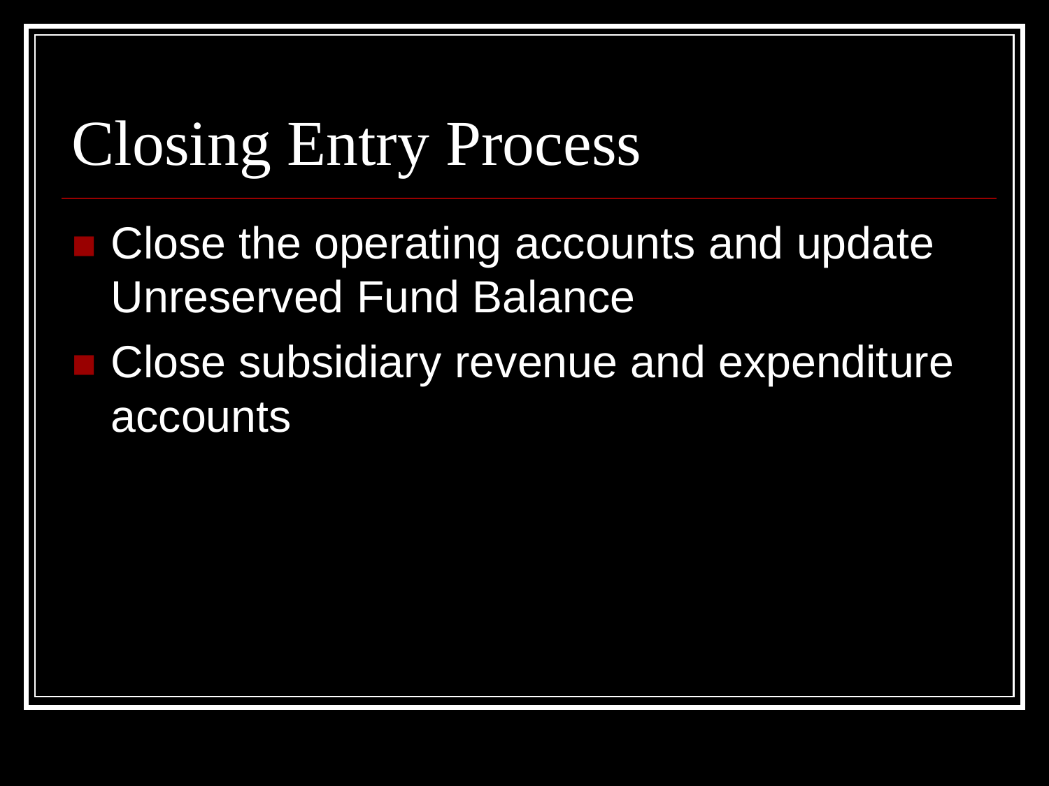# Closing Entry Process

- Close the operating accounts and update Unreserved Fund Balance
- Close subsidiary revenue and expenditure accounts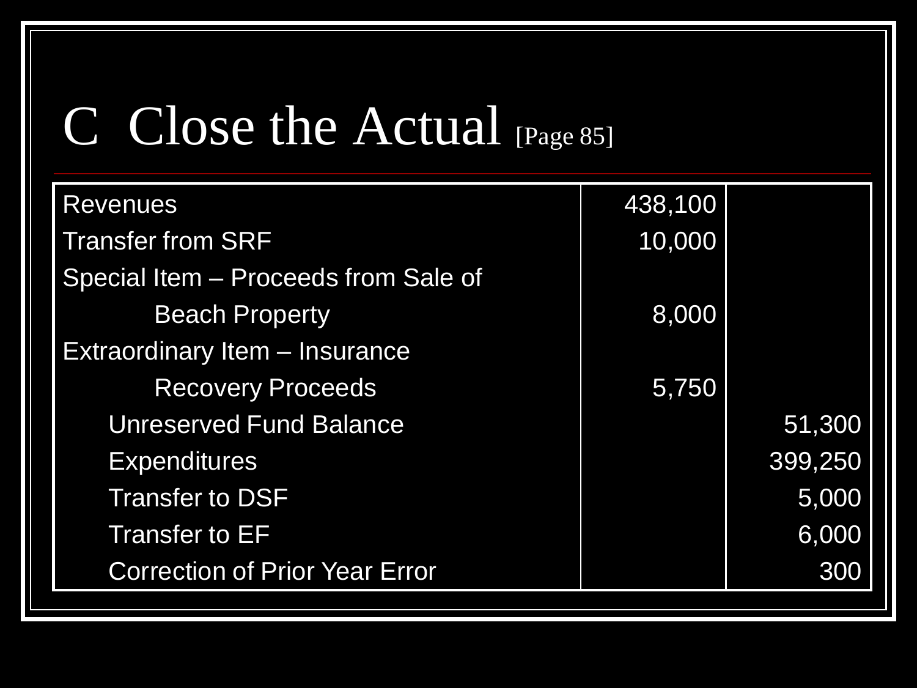# C Close the Actual [Page 85]

| | | |
|---|---|---|
| Revenues | 438,100 | |
| Transfer from SRF | 10,000 | |
| Special Item – Proceeds from Sale of Beach Property | 8,000 | |
| Extraordinary Item – Insurance Recovery Proceeds | 5,750 | |
| Unreserved Fund Balance | | 51,300 |
| Expenditures | | 399,250 |
| Transfer to DSF | | 5,000 |
| Transfer to EF | | 6,000 |
| Correction of Prior Year Error | | 300 |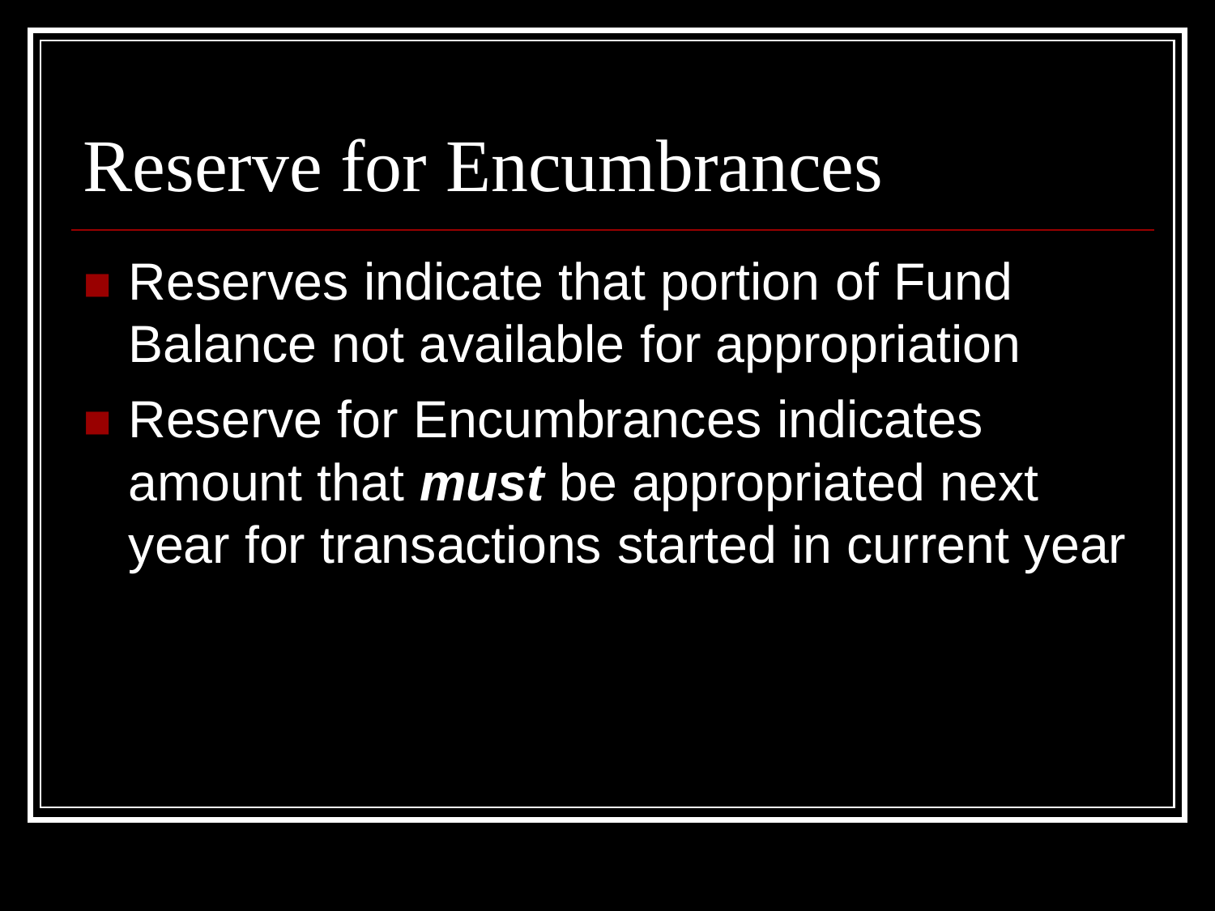# Reserve for Encumbrances

- Reserves indicate that portion of Fund Balance not available for appropriation
- Reserve for Encumbrances indicates amount that ***must*** be appropriated next year for transactions started in current year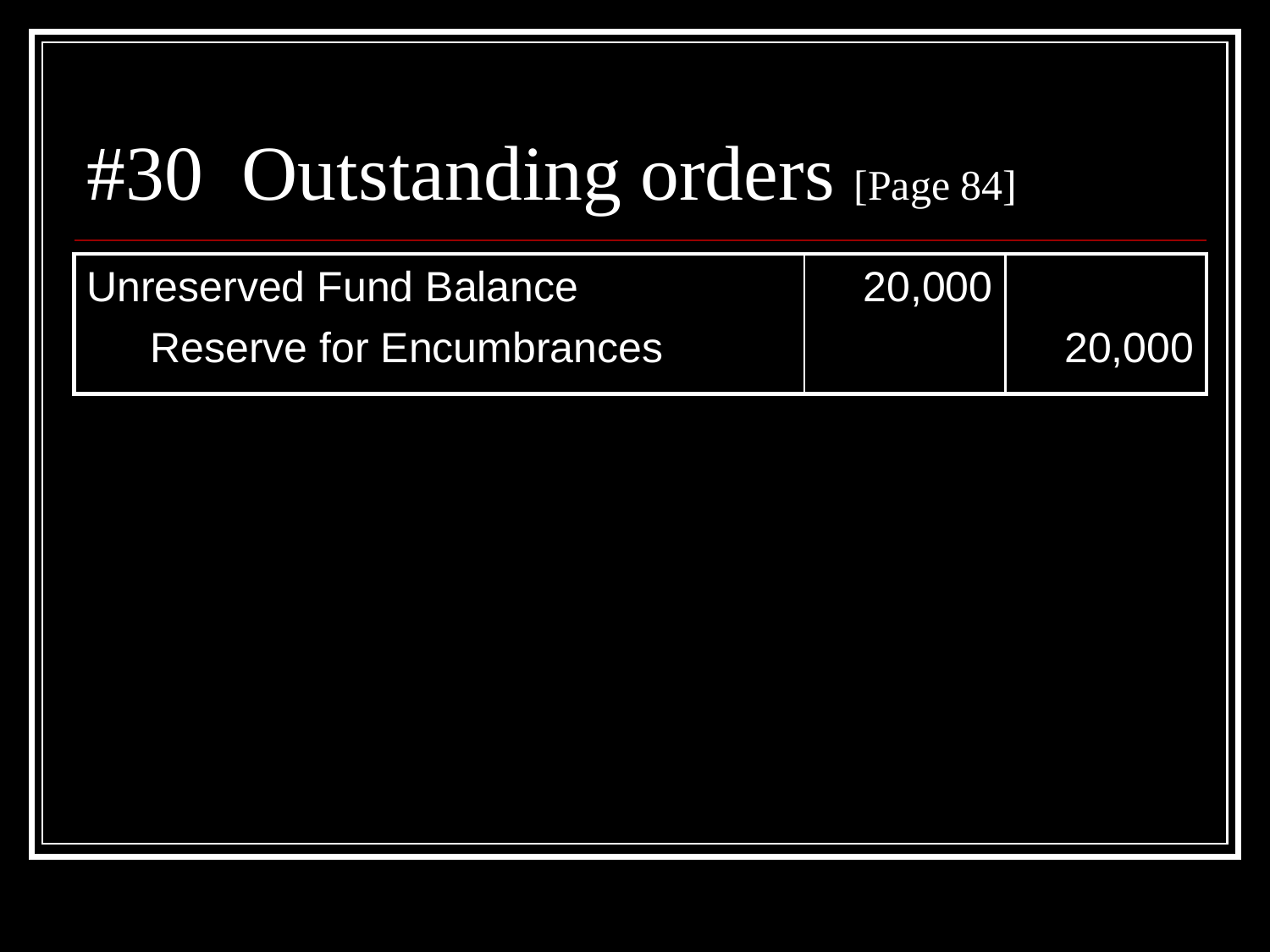# #30 Outstanding orders [Page 84]

| Account | Debit | Credit |
|---|---|---|
| Unreserved Fund Balance | 20,000 | |
| Reserve for Encumbrances | | 20,000 |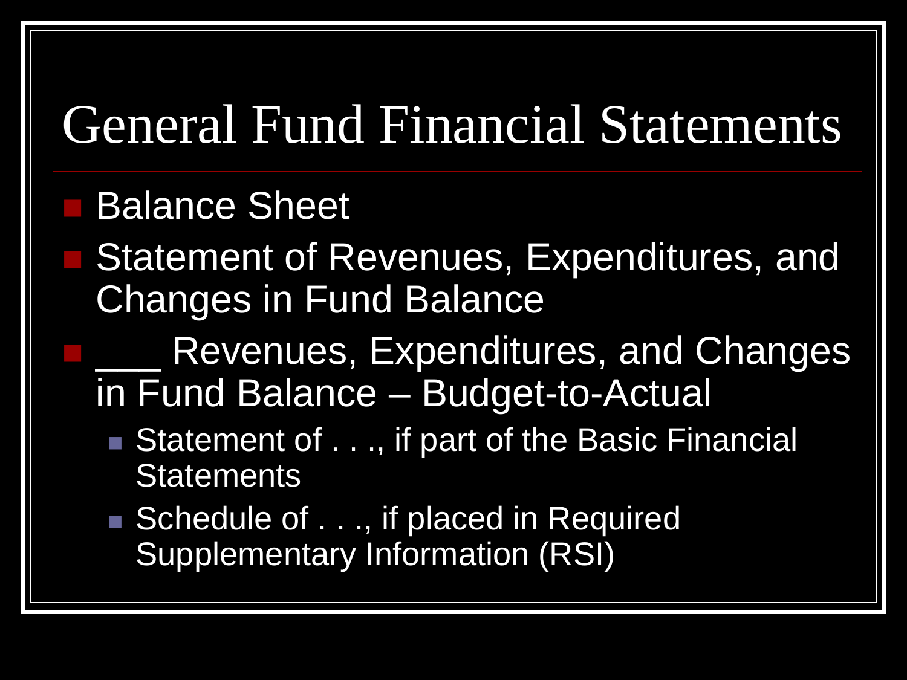# General Fund Financial Statements

- Balance Sheet
- Statement of Revenues, Expenditures, and Changes in Fund Balance
- ___ Revenues, Expenditures, and Changes in Fund Balance – Budget-to-Actual
  - Statement of . . ., if part of the Basic Financial Statements
  - Schedule of . . ., if placed in Required Supplementary Information (RSI)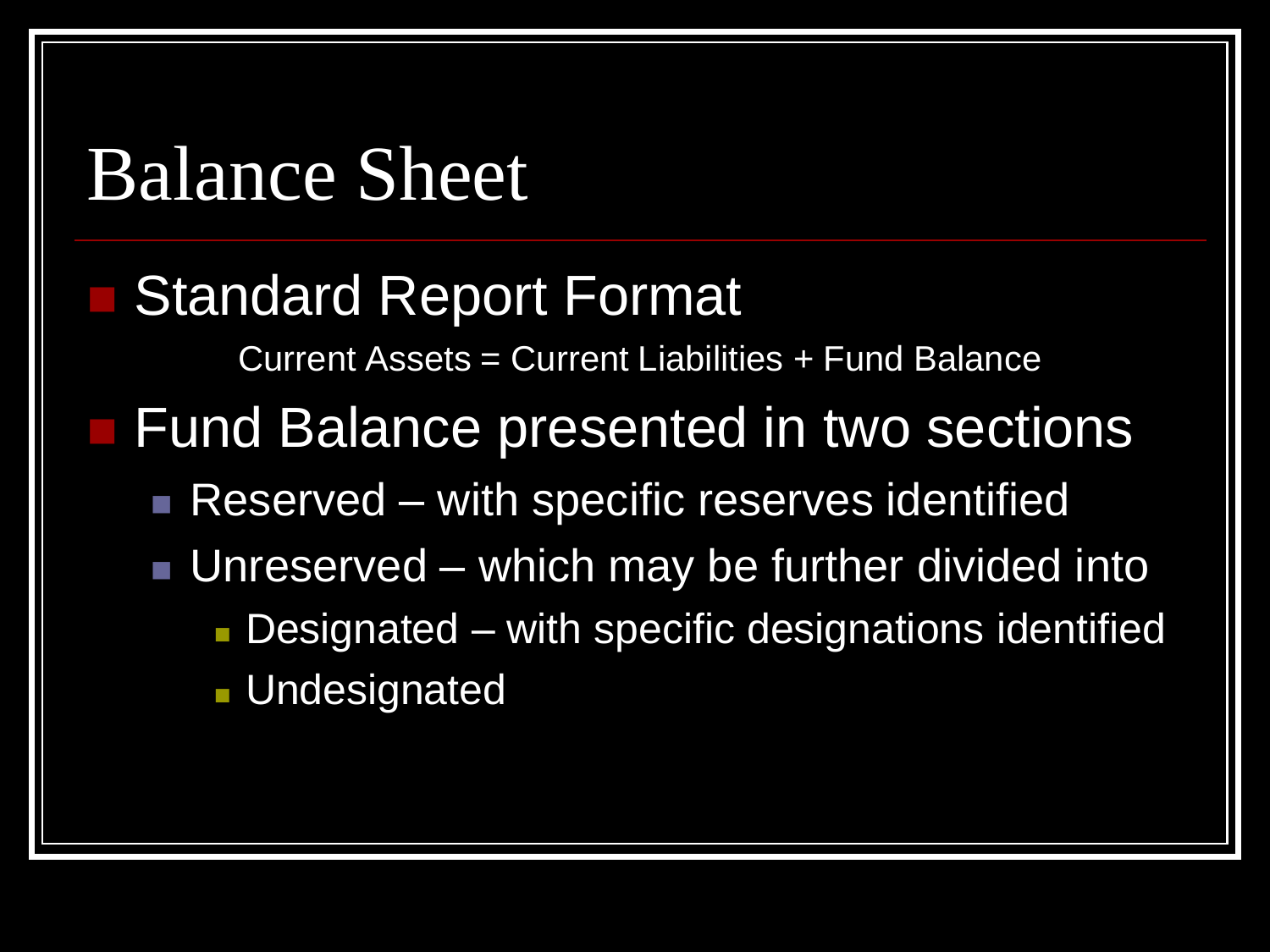# Balance Sheet

- Standard Report Format

  Current Assets = Current Liabilities + Fund Balance

- Fund Balance presented in two sections
  - Reserved – with specific reserves identified
  - Unreserved – which may be further divided into
    - Designated – with specific designations identified
    - Undesignated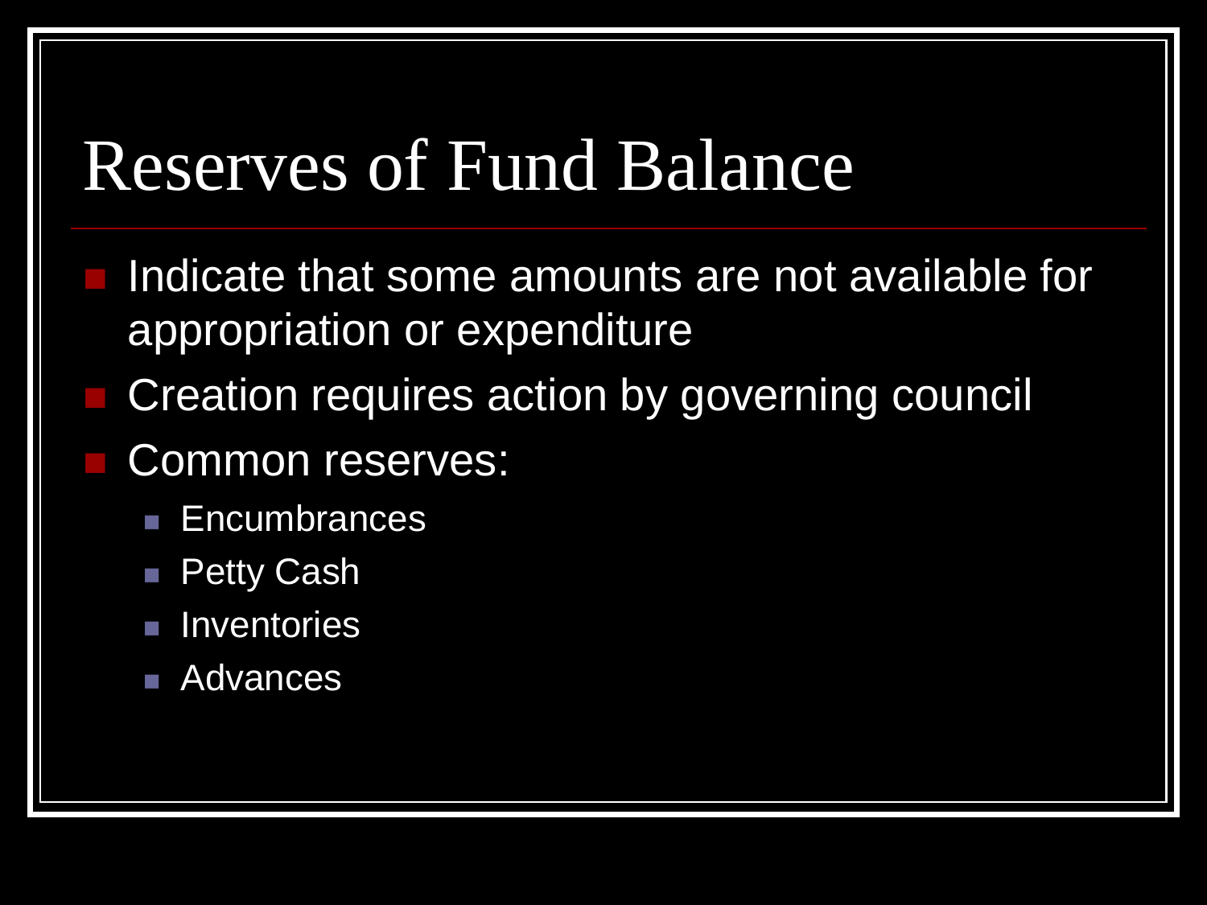# Reserves of Fund Balance

- Indicate that some amounts are not available for appropriation or expenditure
- Creation requires action by governing council
- Common reserves:
  - Encumbrances
  - Petty Cash
  - Inventories
  - Advances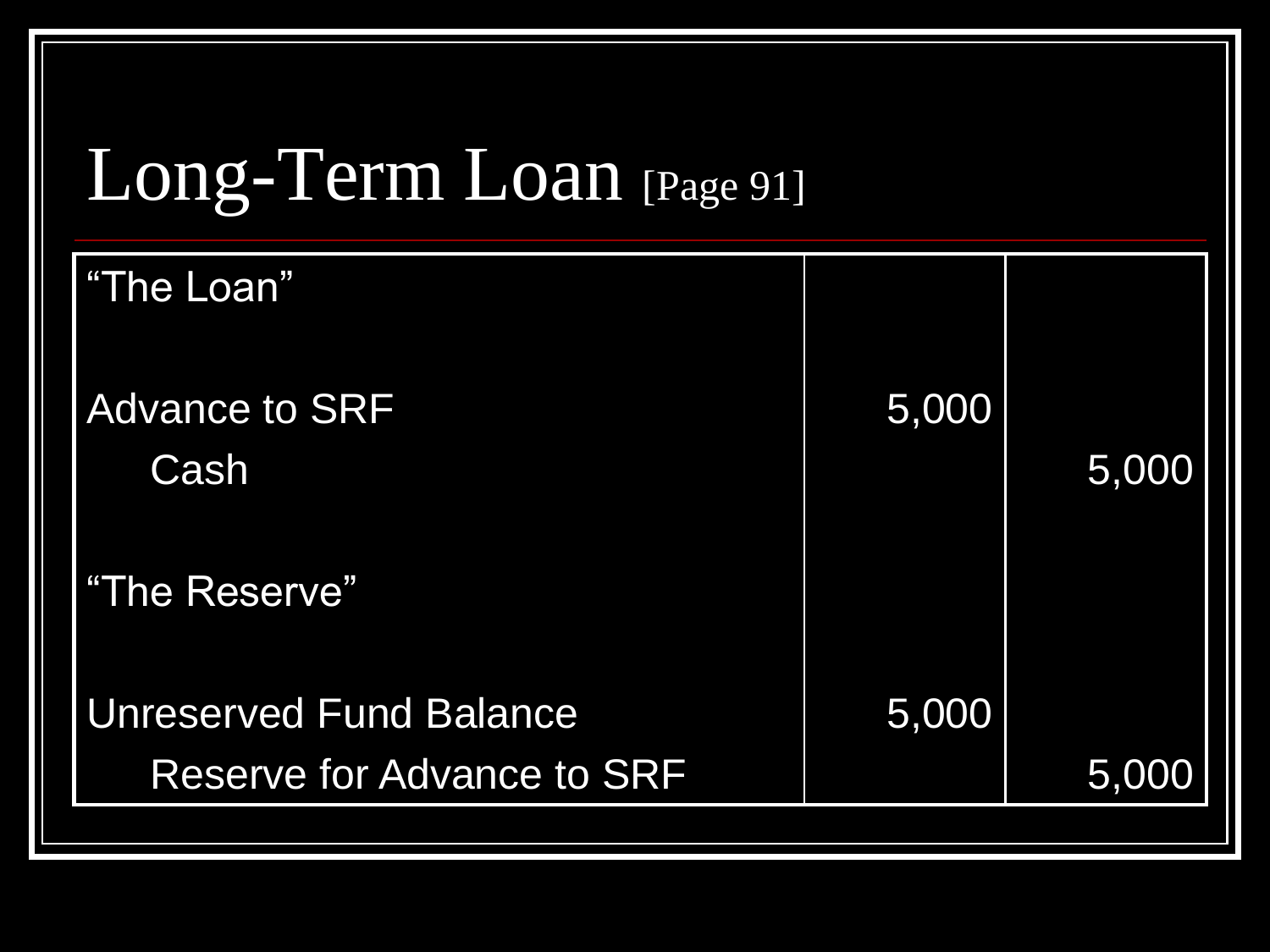# Long-Term Loan [Page 91]

| | | |
|---|---|---|
| “The Loan” | | |
| Advance to SRF | 5,000 | |
| Cash | | 5,000 |
| “The Reserve” | | |
| Unreserved Fund Balance | 5,000 | |
| Reserve for Advance to SRF | | 5,000 |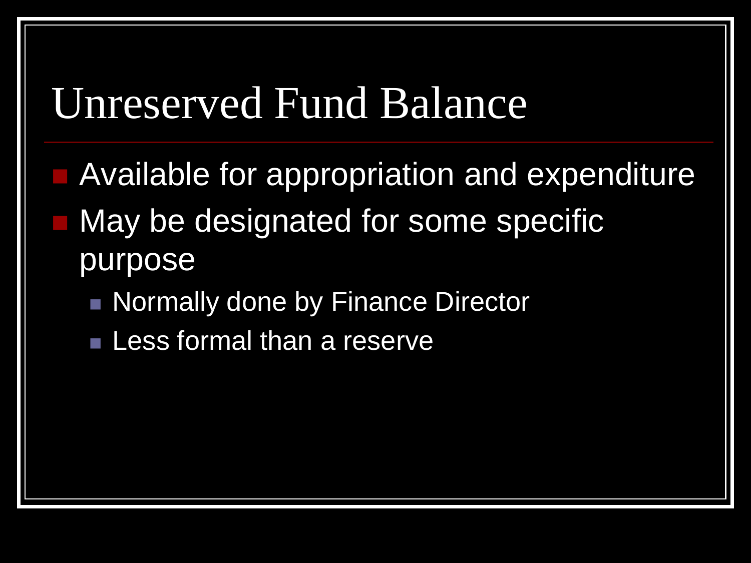# Unreserved Fund Balance

- Available for appropriation and expenditure
- May be designated for some specific purpose
  - Normally done by Finance Director
  - Less formal than a reserve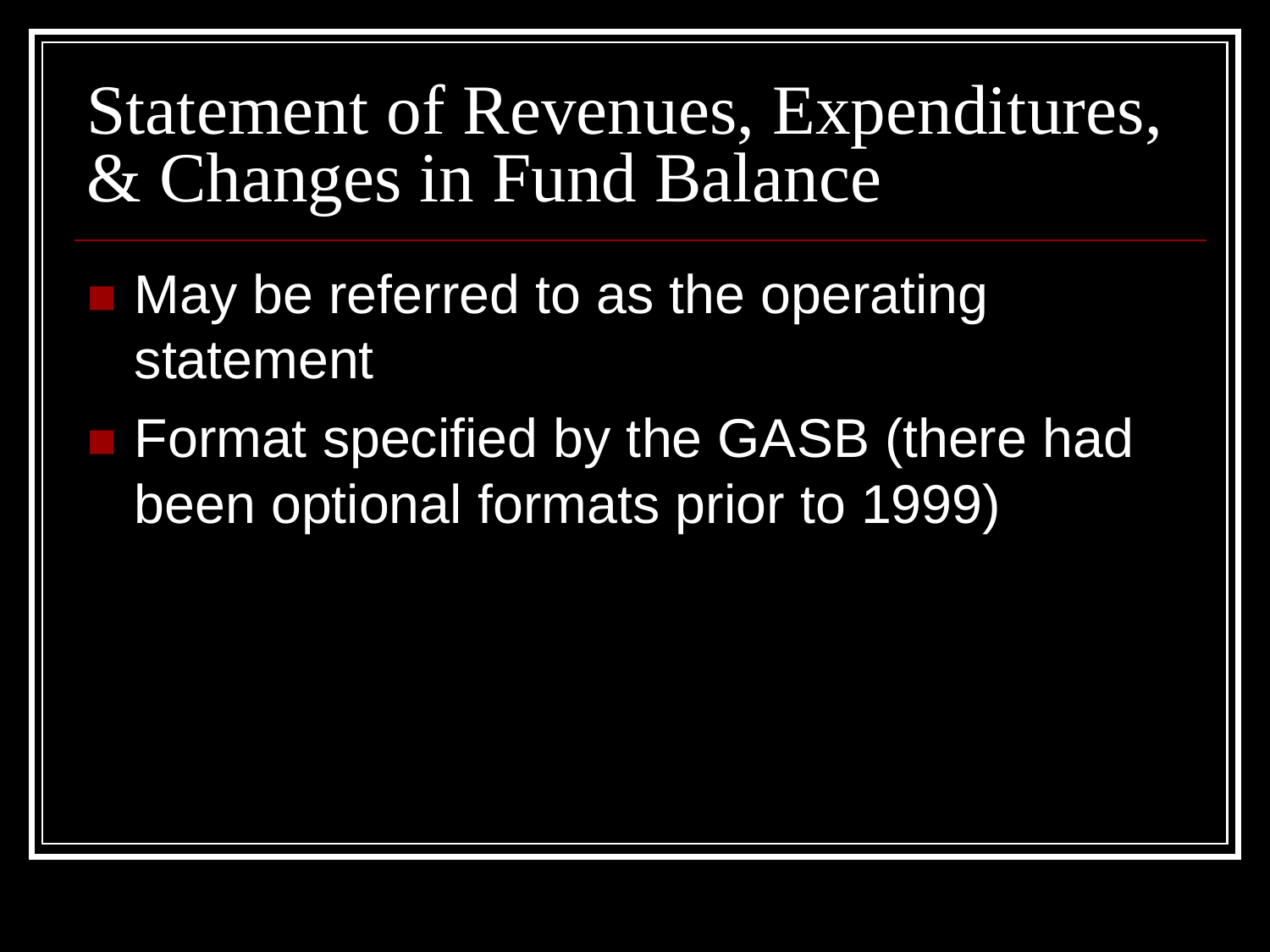# Statement of Revenues, Expenditures, & Changes in Fund Balance

- May be referred to as the operating statement
- Format specified by the GASB (there had been optional formats prior to 1999)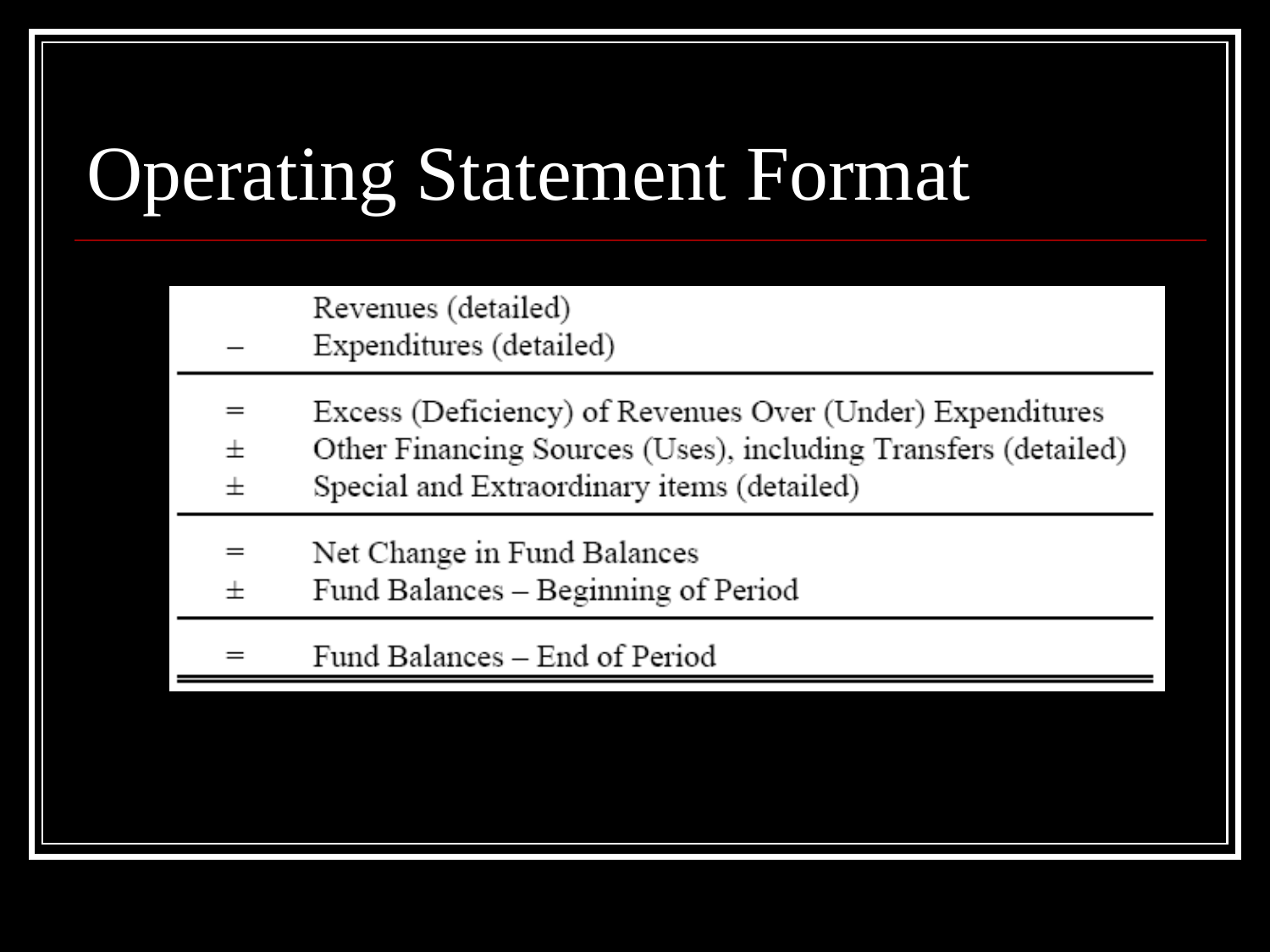# Operating Statement Format

| | |
|---|---|
| | Revenues (detailed) |
| – | Expenditures (detailed) |
| = | Excess (Deficiency) of Revenues Over (Under) Expenditures |
| ± | Other Financing Sources (Uses), including Transfers (detailed) |
| ± | Special and Extraordinary items (detailed) |
| = | Net Change in Fund Balances |
| ± | Fund Balances – Beginning of Period |
| = | Fund Balances – End of Period |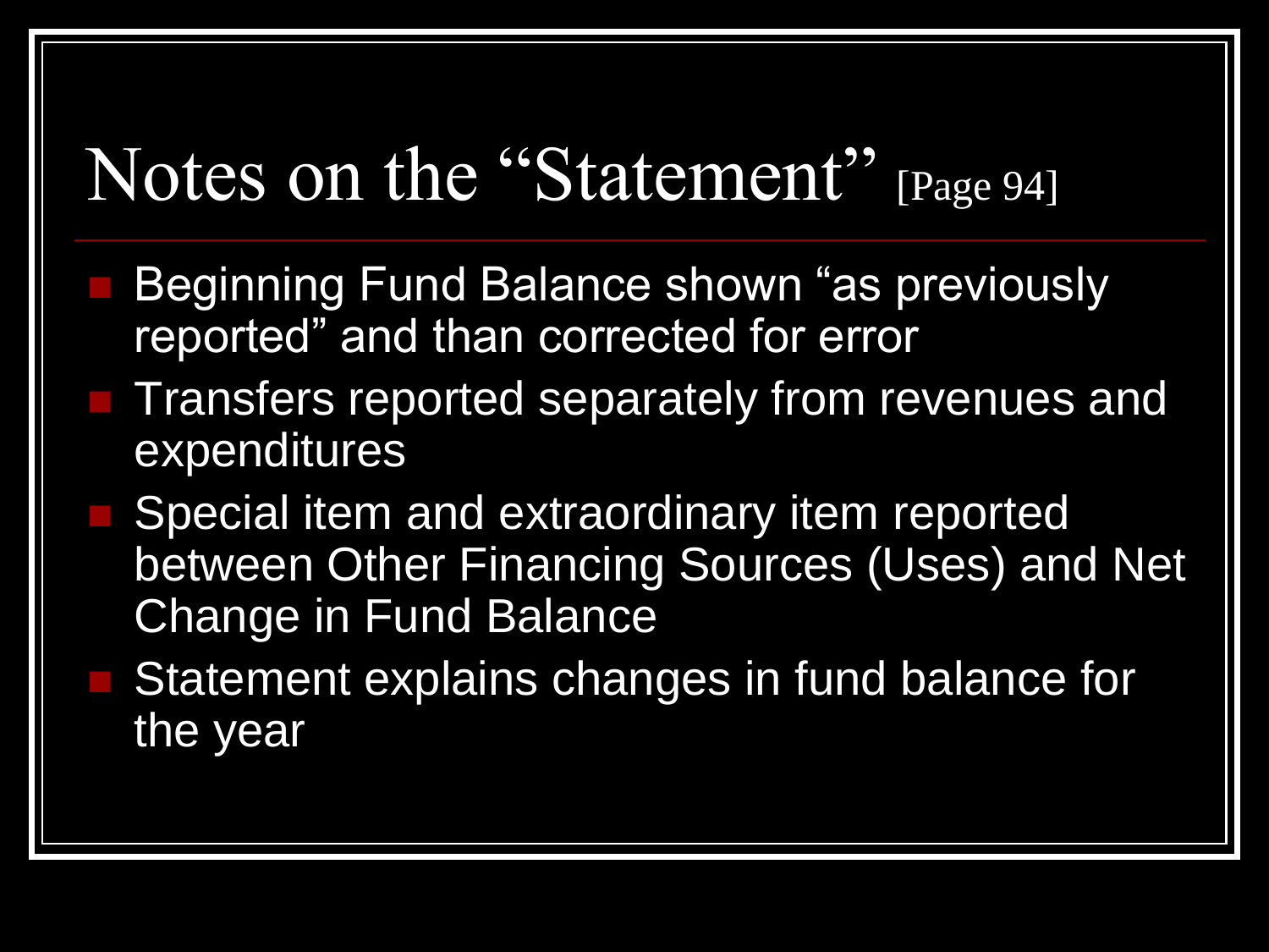# Notes on the "Statement" [Page 94]

- Beginning Fund Balance shown "as previously reported" and than corrected for error
- Transfers reported separately from revenues and expenditures
- Special item and extraordinary item reported between Other Financing Sources (Uses) and Net Change in Fund Balance
- Statement explains changes in fund balance for the year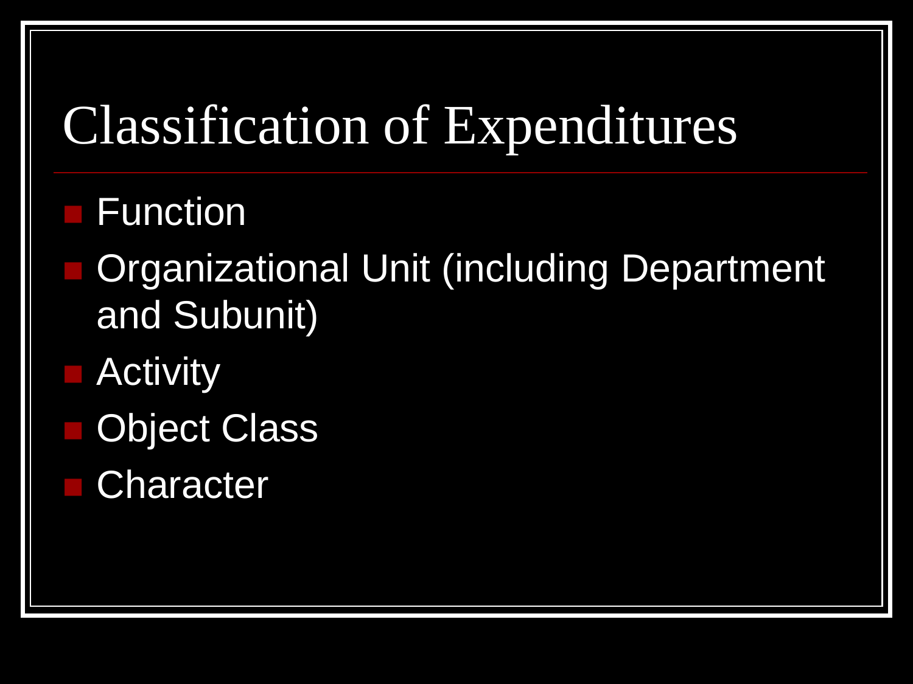# Classification of Expenditures

- Function
- Organizational Unit (including Department and Subunit)
- Activity
- Object Class
- Character